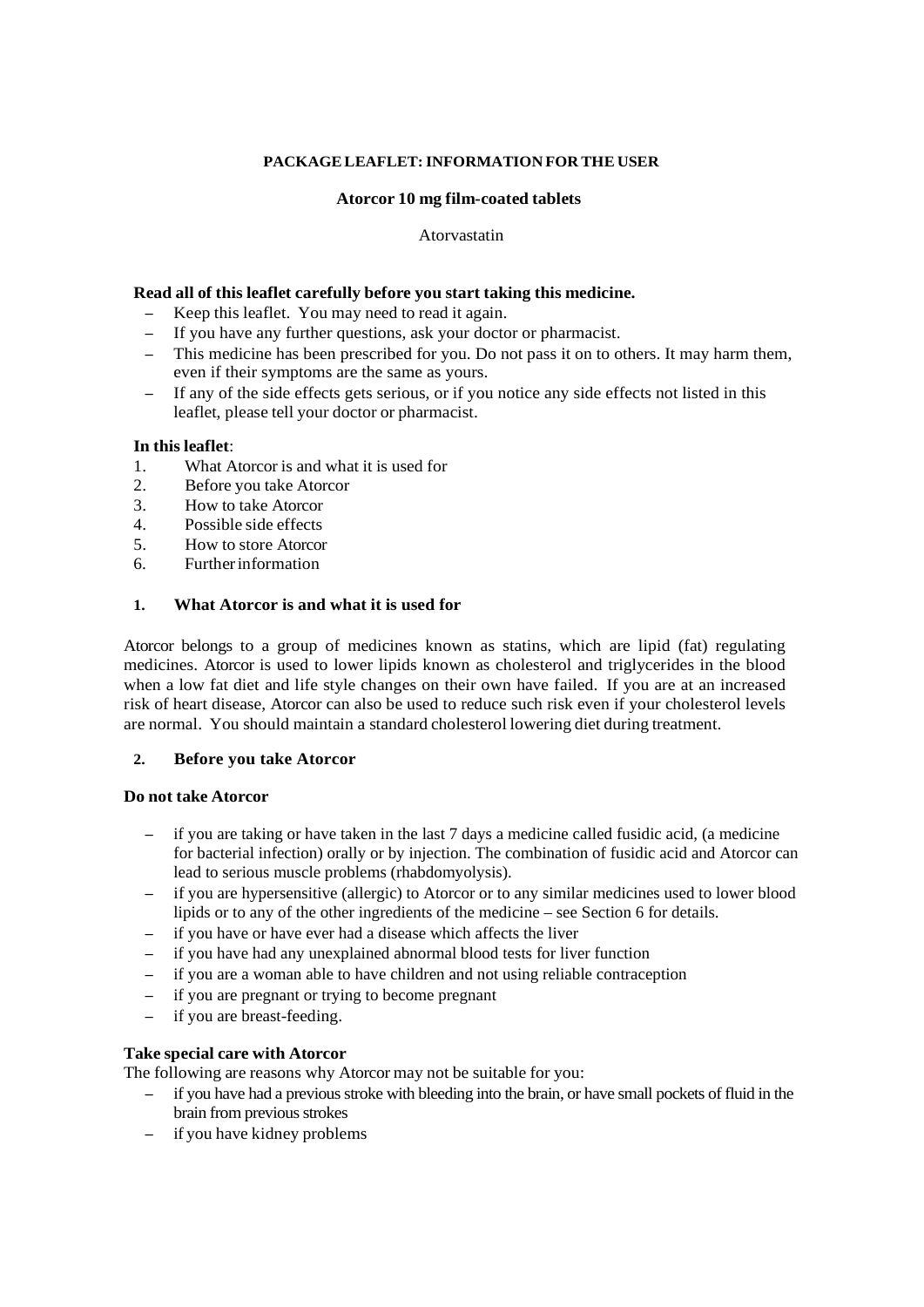**PACKAGE LEAFLET: INFORMATION FOR THE USER**

**Atorcor 10 mg film-coated tablets**

Atorvastatin

**Read all of this leaflet carefully before you start taking this medicine.**

- Keep this leaflet. You may need to read it again.
- If you have any further questions, ask your doctor or pharmacist.
- This medicine has been prescribed for you. Do not pass it on to others. It may harm them, even if their symptoms are the same as yours.
- If any of the side effects gets serious, or if you notice any side effects not listed in this leaflet, please tell your doctor or pharmacist.

**In this leaflet**:

1. What Atorcor is and what it is used for
2. Before you take Atorcor
3. How to take Atorcor
4. Possible side effects
5. How to store Atorcor
6. Further information

## 1. What Atorcor is and what it is used for

Atorcor belongs to a group of medicines known as statins, which are lipid (fat) regulating medicines. Atorcor is used to lower lipids known as cholesterol and triglycerides in the blood when a low fat diet and life style changes on their own have failed. If you are at an increased risk of heart disease, Atorcor can also be used to reduce such risk even if your cholesterol levels are normal. You should maintain a standard cholesterol lowering diet during treatment.

## 2. Before you take Atorcor

**Do not take Atorcor**

- if you are taking or have taken in the last 7 days a medicine called fusidic acid, (a medicine for bacterial infection) orally or by injection. The combination of fusidic acid and Atorcor can lead to serious muscle problems (rhabdomyolysis).
- if you are hypersensitive (allergic) to Atorcor or to any similar medicines used to lower blood lipids or to any of the other ingredients of the medicine – see Section 6 for details.
- if you have or have ever had a disease which affects the liver
- if you have had any unexplained abnormal blood tests for liver function
- if you are a woman able to have children and not using reliable contraception
- if you are pregnant or trying to become pregnant
- if you are breast-feeding.

**Take special care with Atorcor**

The following are reasons why Atorcor may not be suitable for you:

- if you have had a previous stroke with bleeding into the brain, or have small pockets of fluid in the brain from previous strokes
- if you have kidney problems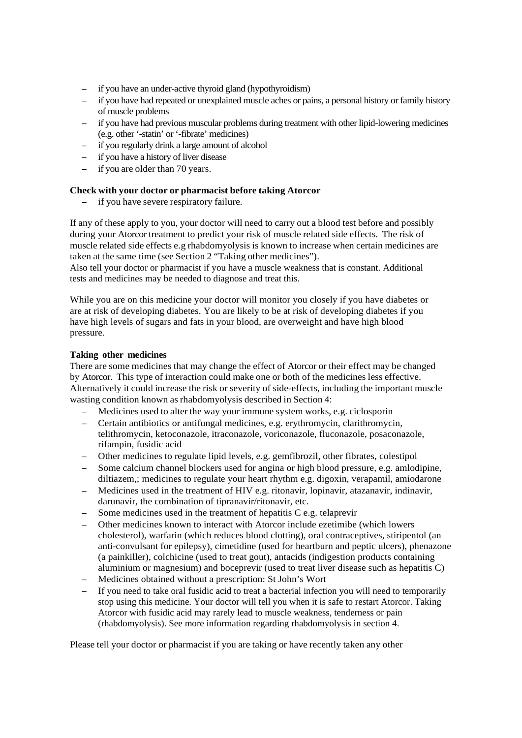- if you have an under-active thyroid gland (hypothyroidism)
- if you have had repeated or unexplained muscle aches or pains, a personal history or family history of muscle problems
- if you have had previous muscular problems during treatment with other lipid-lowering medicines (e.g. other '-statin' or '-fibrate' medicines)
- if you regularly drink a large amount of alcohol
- if you have a history of liver disease
- if you are older than 70 years.

**Check with your doctor or pharmacist before taking Atorcor**

- if you have severe respiratory failure.

If any of these apply to you, your doctor will need to carry out a blood test before and possibly during your Atorcor treatment to predict your risk of muscle related side effects. The risk of muscle related side effects e.g rhabdomyolysis is known to increase when certain medicines are taken at the same time (see Section 2 "Taking other medicines").
Also tell your doctor or pharmacist if you have a muscle weakness that is constant. Additional tests and medicines may be needed to diagnose and treat this.

While you are on this medicine your doctor will monitor you closely if you have diabetes or are at risk of developing diabetes. You are likely to be at risk of developing diabetes if you have high levels of sugars and fats in your blood, are overweight and have high blood pressure.

**Taking other medicines**

There are some medicines that may change the effect of Atorcor or their effect may be changed by Atorcor. This type of interaction could make one or both of the medicines less effective. Alternatively it could increase the risk or severity of side-effects, including the important muscle wasting condition known as rhabdomyolysis described in Section 4:

- Medicines used to alter the way your immune system works, e.g. ciclosporin
- Certain antibiotics or antifungal medicines, e.g. erythromycin, clarithromycin, telithromycin, ketoconazole, itraconazole, voriconazole, fluconazole, posaconazole, rifampin, fusidic acid
- Other medicines to regulate lipid levels, e.g. gemfibrozil, other fibrates, colestipol
- Some calcium channel blockers used for angina or high blood pressure, e.g. amlodipine, diltiazem,; medicines to regulate your heart rhythm e.g. digoxin, verapamil, amiodarone
- Medicines used in the treatment of HIV e.g. ritonavir, lopinavir, atazanavir, indinavir, darunavir, the combination of tipranavir/ritonavir, etc.
- Some medicines used in the treatment of hepatitis C e.g. telaprevir
- Other medicines known to interact with Atorcor include ezetimibe (which lowers cholesterol), warfarin (which reduces blood clotting), oral contraceptives, stiripentol (an anti-convulsant for epilepsy), cimetidine (used for heartburn and peptic ulcers), phenazone (a painkiller), colchicine (used to treat gout), antacids (indigestion products containing aluminium or magnesium) and boceprevir (used to treat liver disease such as hepatitis C)
- Medicines obtained without a prescription: St John's Wort
- If you need to take oral fusidic acid to treat a bacterial infection you will need to temporarily stop using this medicine. Your doctor will tell you when it is safe to restart Atorcor. Taking Atorcor with fusidic acid may rarely lead to muscle weakness, tenderness or pain (rhabdomyolysis). See more information regarding rhabdomyolysis in section 4.

Please tell your doctor or pharmacist if you are taking or have recently taken any other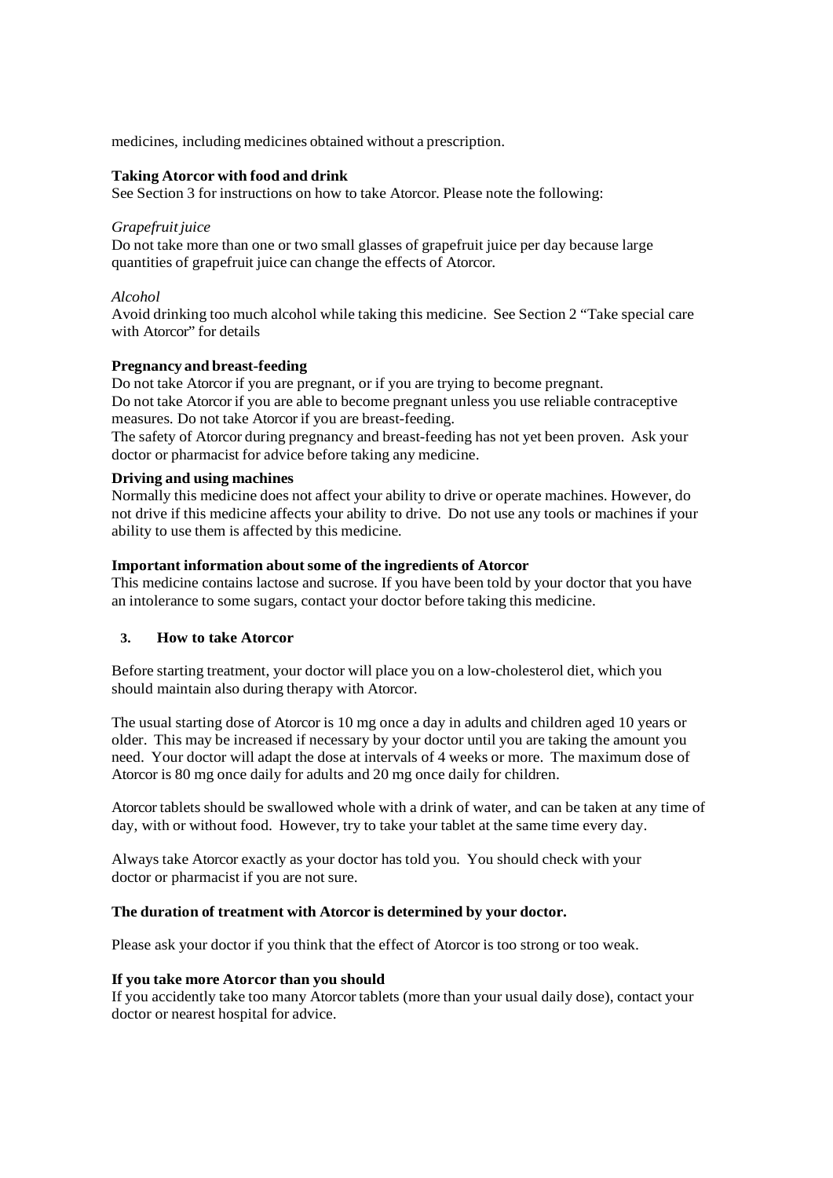medicines, including medicines obtained without a prescription.

**Taking Atorcor with food and drink**
See Section 3 for instructions on how to take Atorcor. Please note the following:

*Grapefruit juice*
Do not take more than one or two small glasses of grapefruit juice per day because large quantities of grapefruit juice can change the effects of Atorcor.

*Alcohol*
Avoid drinking too much alcohol while taking this medicine. See Section 2 "Take special care with Atorcor" for details

**Pregnancy and breast-feeding**
Do not take Atorcor if you are pregnant, or if you are trying to become pregnant.
Do not take Atorcor if you are able to become pregnant unless you use reliable contraceptive measures. Do not take Atorcor if you are breast-feeding.
The safety of Atorcor during pregnancy and breast-feeding has not yet been proven. Ask your doctor or pharmacist for advice before taking any medicine.

**Driving and using machines**
Normally this medicine does not affect your ability to drive or operate machines. However, do not drive if this medicine affects your ability to drive. Do not use any tools or machines if your ability to use them is affected by this medicine.

**Important information about some of the ingredients of Atorcor**
This medicine contains lactose and sucrose. If you have been told by your doctor that you have an intolerance to some sugars, contact your doctor before taking this medicine.

## 3. How to take Atorcor

Before starting treatment, your doctor will place you on a low-cholesterol diet, which you should maintain also during therapy with Atorcor.

The usual starting dose of Atorcor is 10 mg once a day in adults and children aged 10 years or older. This may be increased if necessary by your doctor until you are taking the amount you need. Your doctor will adapt the dose at intervals of 4 weeks or more. The maximum dose of Atorcor is 80 mg once daily for adults and 20 mg once daily for children.

Atorcor tablets should be swallowed whole with a drink of water, and can be taken at any time of day, with or without food. However, try to take your tablet at the same time every day.

Always take Atorcor exactly as your doctor has told you. You should check with your doctor or pharmacist if you are not sure.

**The duration of treatment with Atorcor is determined by your doctor.**

Please ask your doctor if you think that the effect of Atorcor is too strong or too weak.

**If you take more Atorcor than you should**
If you accidently take too many Atorcor tablets (more than your usual daily dose), contact your doctor or nearest hospital for advice.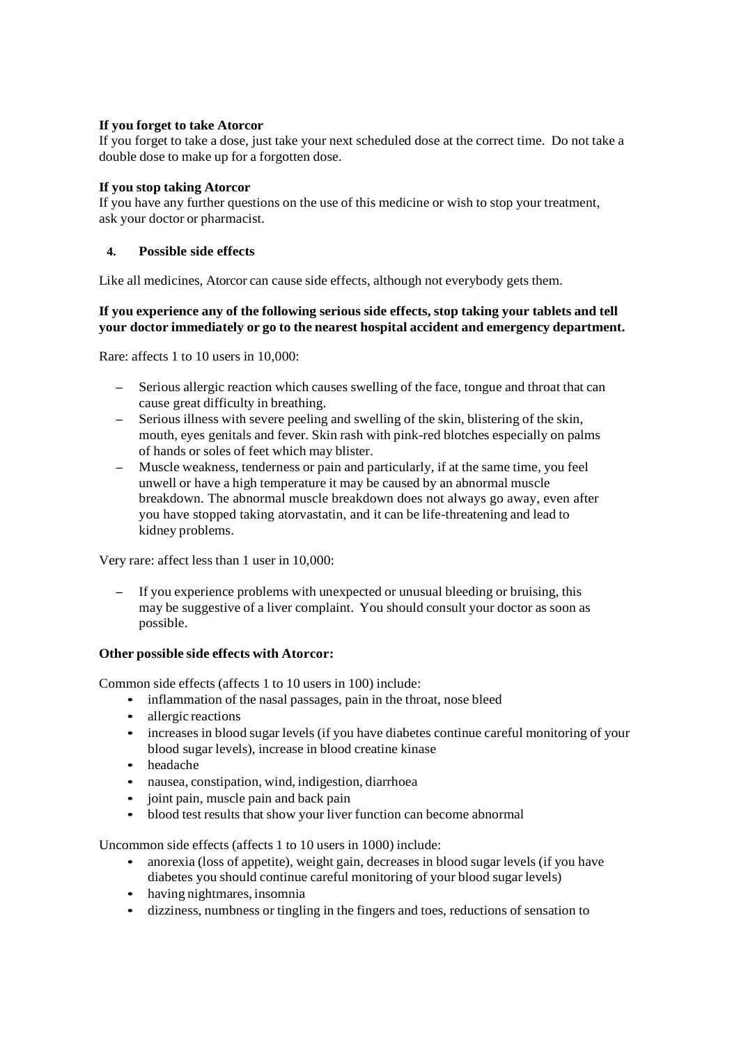**If you forget to take Atorcor**

If you forget to take a dose, just take your next scheduled dose at the correct time. Do not take a double dose to make up for a forgotten dose.

**If you stop taking Atorcor**

If you have any further questions on the use of this medicine or wish to stop your treatment, ask your doctor or pharmacist.

## 4. Possible side effects

Like all medicines, Atorcor can cause side effects, although not everybody gets them.

**If you experience any of the following serious side effects, stop taking your tablets and tell your doctor immediately or go to the nearest hospital accident and emergency department.**

Rare: affects 1 to 10 users in 10,000:

- Serious allergic reaction which causes swelling of the face, tongue and throat that can cause great difficulty in breathing.
- Serious illness with severe peeling and swelling of the skin, blistering of the skin, mouth, eyes genitals and fever. Skin rash with pink-red blotches especially on palms of hands or soles of feet which may blister.
- Muscle weakness, tenderness or pain and particularly, if at the same time, you feel unwell or have a high temperature it may be caused by an abnormal muscle breakdown. The abnormal muscle breakdown does not always go away, even after you have stopped taking atorvastatin, and it can be life-threatening and lead to kidney problems.

Very rare: affect less than 1 user in 10,000:

- If you experience problems with unexpected or unusual bleeding or bruising, this may be suggestive of a liver complaint. You should consult your doctor as soon as possible.

**Other possible side effects with Atorcor:**

Common side effects (affects 1 to 10 users in 100) include:

- inflammation of the nasal passages, pain in the throat, nose bleed
- allergic reactions
- increases in blood sugar levels (if you have diabetes continue careful monitoring of your blood sugar levels), increase in blood creatine kinase
- headache
- nausea, constipation, wind, indigestion, diarrhoea
- joint pain, muscle pain and back pain
- blood test results that show your liver function can become abnormal

Uncommon side effects (affects 1 to 10 users in 1000) include:

- anorexia (loss of appetite), weight gain, decreases in blood sugar levels (if you have diabetes you should continue careful monitoring of your blood sugar levels)
- having nightmares, insomnia
- dizziness, numbness or tingling in the fingers and toes, reductions of sensation to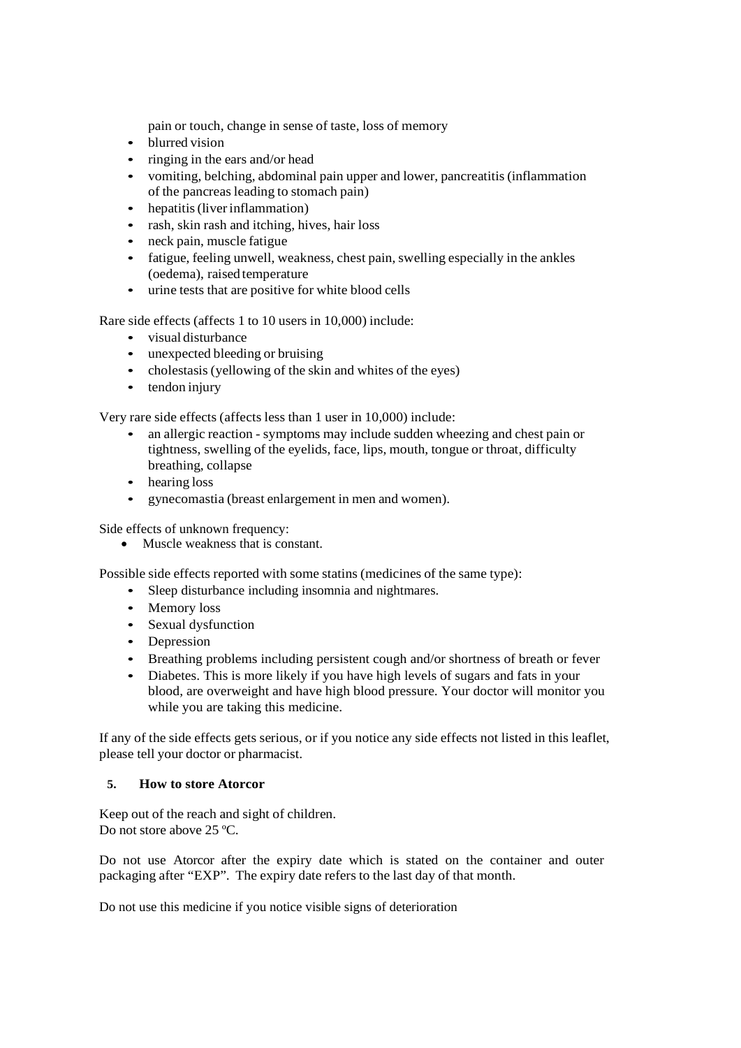pain or touch, change in sense of taste, loss of memory

- blurred vision
- ringing in the ears and/or head
- vomiting, belching, abdominal pain upper and lower, pancreatitis (inflammation of the pancreas leading to stomach pain)
- hepatitis (liver inflammation)
- rash, skin rash and itching, hives, hair loss
- neck pain, muscle fatigue
- fatigue, feeling unwell, weakness, chest pain, swelling especially in the ankles (oedema), raised temperature
- urine tests that are positive for white blood cells

Rare side effects (affects 1 to 10 users in 10,000) include:

- visual disturbance
- unexpected bleeding or bruising
- cholestasis (yellowing of the skin and whites of the eyes)
- tendon injury

Very rare side effects (affects less than 1 user in 10,000) include:

- an allergic reaction - symptoms may include sudden wheezing and chest pain or tightness, swelling of the eyelids, face, lips, mouth, tongue or throat, difficulty breathing, collapse
- hearing loss
- gynecomastia (breast enlargement in men and women).

Side effects of unknown frequency:

- Muscle weakness that is constant.

Possible side effects reported with some statins (medicines of the same type):

- Sleep disturbance including insomnia and nightmares.
- Memory loss
- Sexual dysfunction
- Depression
- Breathing problems including persistent cough and/or shortness of breath or fever
- Diabetes. This is more likely if you have high levels of sugars and fats in your blood, are overweight and have high blood pressure. Your doctor will monitor you while you are taking this medicine.

If any of the side effects gets serious, or if you notice any side effects not listed in this leaflet, please tell your doctor or pharmacist.

## 5. How to store Atorcor

Keep out of the reach and sight of children.
Do not store above 25 ºC.

Do not use Atorcor after the expiry date which is stated on the container and outer packaging after "EXP". The expiry date refers to the last day of that month.

Do not use this medicine if you notice visible signs of deterioration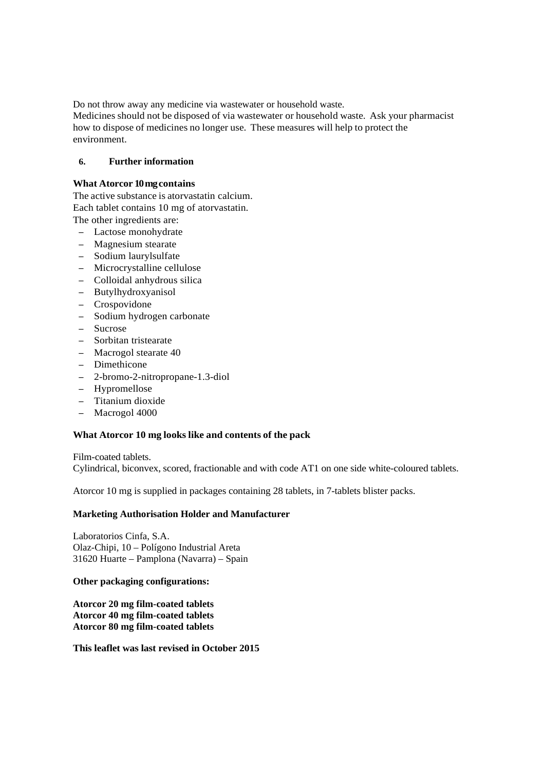Do not throw away any medicine via wastewater or household waste.
Medicines should not be disposed of via wastewater or household waste. Ask your pharmacist how to dispose of medicines no longer use. These measures will help to protect the environment.

## 6. Further information

**What Atorcor 10 mg contains**

The active substance is atorvastatin calcium.
Each tablet contains 10 mg of atorvastatin.
The other ingredients are:

- Lactose monohydrate
- Magnesium stearate
- Sodium laurylsulfate
- Microcrystalline cellulose
- Colloidal anhydrous silica
- Butylhydroxyanisol
- Crospovidone
- Sodium hydrogen carbonate
- Sucrose
- Sorbitan tristearate
- Macrogol stearate 40
- Dimethicone
- 2-bromo-2-nitropropane-1.3-diol
- Hypromellose
- Titanium dioxide
- Macrogol 4000

**What Atorcor 10 mg looks like and contents of the pack**

Film-coated tablets.
Cylindrical, biconvex, scored, fractionable and with code AT1 on one side white-coloured tablets.

Atorcor 10 mg is supplied in packages containing 28 tablets, in 7-tablets blister packs.

**Marketing Authorisation Holder and Manufacturer**

Laboratorios Cinfa, S.A.
Olaz-Chipi, 10 – Polígono Industrial Areta
31620 Huarte – Pamplona (Navarra) – Spain

**Other packaging configurations:**

**Atorcor 20 mg film-coated tablets**
**Atorcor 40 mg film-coated tablets**
**Atorcor 80 mg film-coated tablets**

**This leaflet was last revised in October 2015**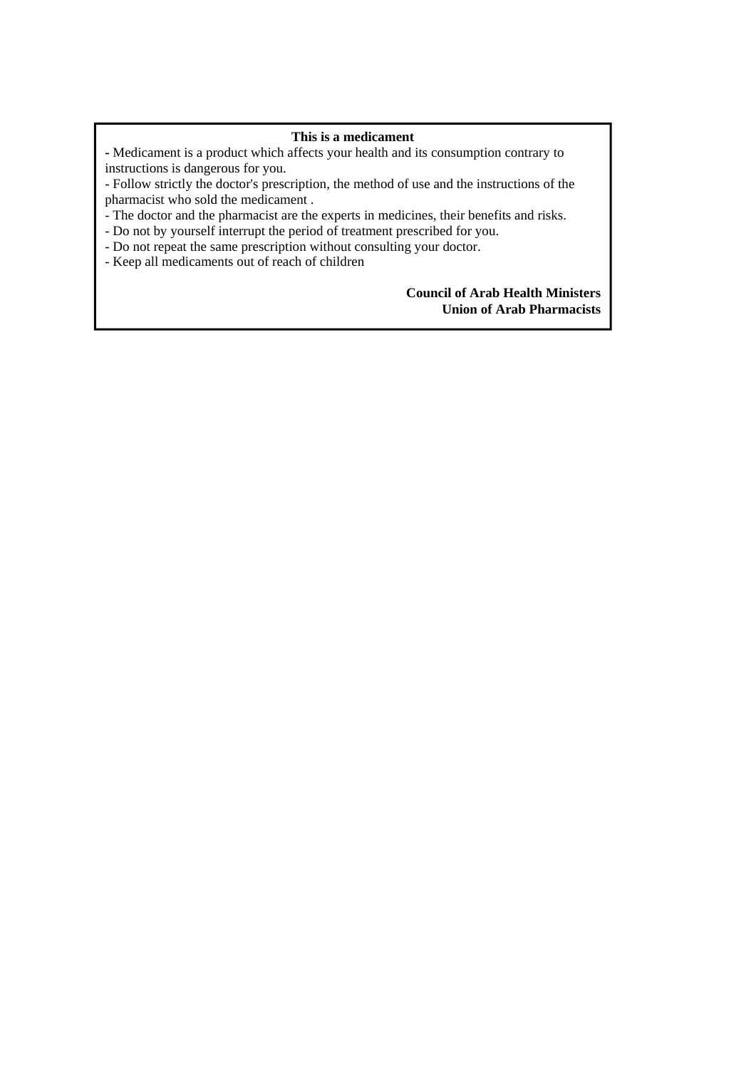**This is a medicament**

- Medicament is a product which affects your health and its consumption contrary to instructions is dangerous for you.
- Follow strictly the doctor's prescription, the method of use and the instructions of the pharmacist who sold the medicament .
- The doctor and the pharmacist are the experts in medicines, their benefits and risks.
- Do not by yourself interrupt the period of treatment prescribed for you.
- Do not repeat the same prescription without consulting your doctor.
- Keep all medicaments out of reach of children

**Council of Arab Health Ministers**
**Union of Arab Pharmacists**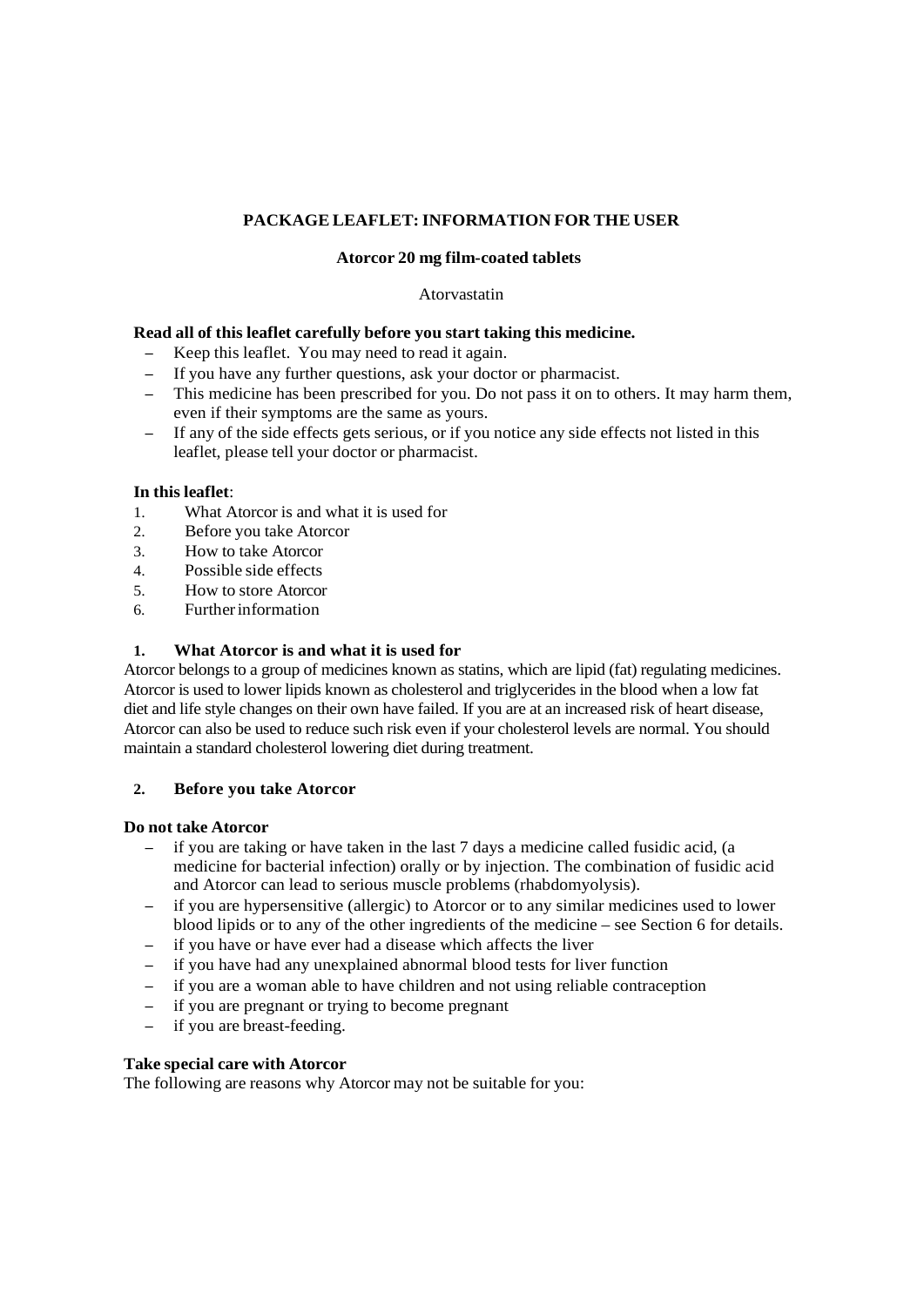**PACKAGE LEAFLET: INFORMATION FOR THE USER**

**Atorcor 20 mg film-coated tablets**

Atorvastatin

**Read all of this leaflet carefully before you start taking this medicine.**

- Keep this leaflet. You may need to read it again.
- If you have any further questions, ask your doctor or pharmacist.
- This medicine has been prescribed for you. Do not pass it on to others. It may harm them, even if their symptoms are the same as yours.
- If any of the side effects gets serious, or if you notice any side effects not listed in this leaflet, please tell your doctor or pharmacist.

**In this leaflet**:

1. What Atorcor is and what it is used for
2. Before you take Atorcor
3. How to take Atorcor
4. Possible side effects
5. How to store Atorcor
6. Further information

## 1. What Atorcor is and what it is used for

Atorcor belongs to a group of medicines known as statins, which are lipid (fat) regulating medicines. Atorcor is used to lower lipids known as cholesterol and triglycerides in the blood when a low fat diet and life style changes on their own have failed. If you are at an increased risk of heart disease, Atorcor can also be used to reduce such risk even if your cholesterol levels are normal. You should maintain a standard cholesterol lowering diet during treatment.

## 2. Before you take Atorcor

**Do not take Atorcor**

- if you are taking or have taken in the last 7 days a medicine called fusidic acid, (a medicine for bacterial infection) orally or by injection. The combination of fusidic acid and Atorcor can lead to serious muscle problems (rhabdomyolysis).
- if you are hypersensitive (allergic) to Atorcor or to any similar medicines used to lower blood lipids or to any of the other ingredients of the medicine – see Section 6 for details.
- if you have or have ever had a disease which affects the liver
- if you have had any unexplained abnormal blood tests for liver function
- if you are a woman able to have children and not using reliable contraception
- if you are pregnant or trying to become pregnant
- if you are breast-feeding.

**Take special care with Atorcor**

The following are reasons why Atorcor may not be suitable for you: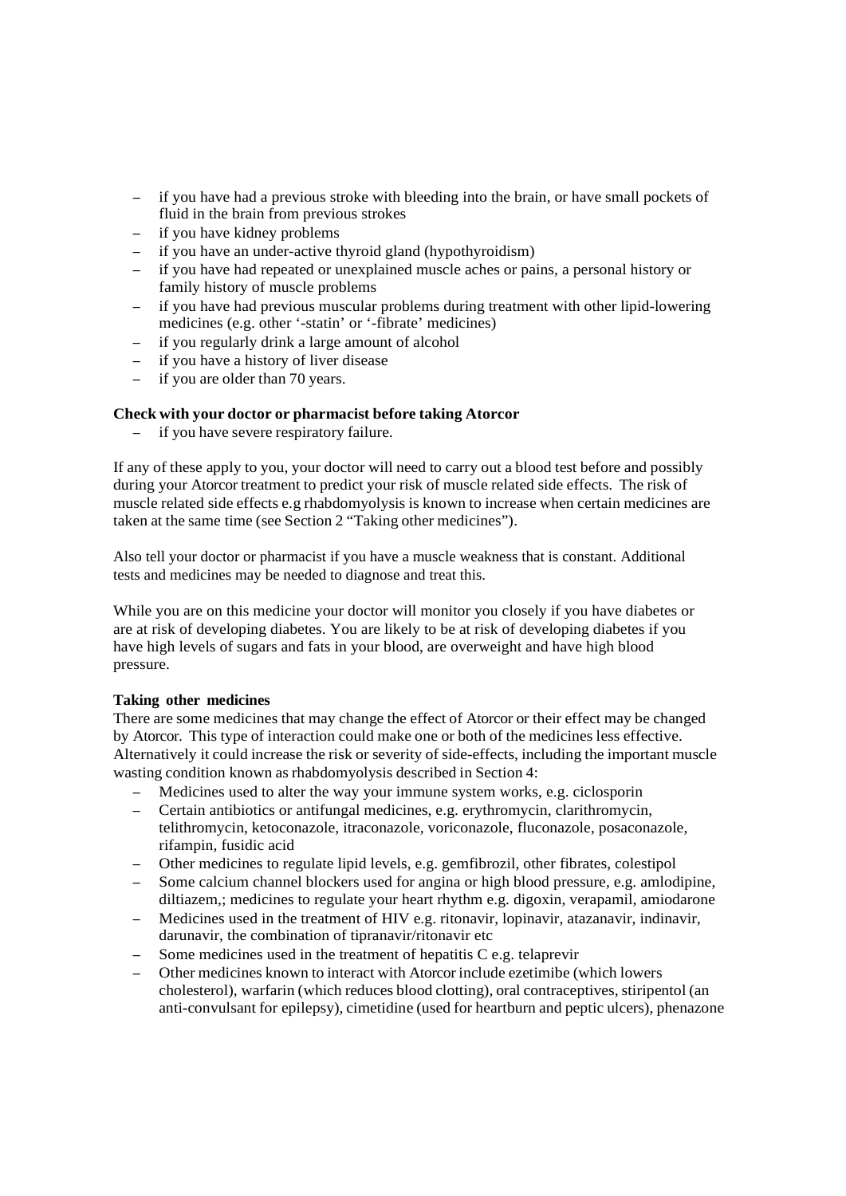- if you have had a previous stroke with bleeding into the brain, or have small pockets of fluid in the brain from previous strokes
- if you have kidney problems
- if you have an under-active thyroid gland (hypothyroidism)
- if you have had repeated or unexplained muscle aches or pains, a personal history or family history of muscle problems
- if you have had previous muscular problems during treatment with other lipid-lowering medicines (e.g. other '-statin' or '-fibrate' medicines)
- if you regularly drink a large amount of alcohol
- if you have a history of liver disease
- if you are older than 70 years.

**Check with your doctor or pharmacist before taking Atorcor**

- if you have severe respiratory failure.

If any of these apply to you, your doctor will need to carry out a blood test before and possibly during your Atorcor treatment to predict your risk of muscle related side effects. The risk of muscle related side effects e.g rhabdomyolysis is known to increase when certain medicines are taken at the same time (see Section 2 "Taking other medicines").

Also tell your doctor or pharmacist if you have a muscle weakness that is constant. Additional tests and medicines may be needed to diagnose and treat this.

While you are on this medicine your doctor will monitor you closely if you have diabetes or are at risk of developing diabetes. You are likely to be at risk of developing diabetes if you have high levels of sugars and fats in your blood, are overweight and have high blood pressure.

**Taking other medicines**

There are some medicines that may change the effect of Atorcor or their effect may be changed by Atorcor. This type of interaction could make one or both of the medicines less effective. Alternatively it could increase the risk or severity of side-effects, including the important muscle wasting condition known as rhabdomyolysis described in Section 4:

- Medicines used to alter the way your immune system works, e.g. ciclosporin
- Certain antibiotics or antifungal medicines, e.g. erythromycin, clarithromycin, telithromycin, ketoconazole, itraconazole, voriconazole, fluconazole, posaconazole, rifampin, fusidic acid
- Other medicines to regulate lipid levels, e.g. gemfibrozil, other fibrates, colestipol
- Some calcium channel blockers used for angina or high blood pressure, e.g. amlodipine, diltiazem,; medicines to regulate your heart rhythm e.g. digoxin, verapamil, amiodarone
- Medicines used in the treatment of HIV e.g. ritonavir, lopinavir, atazanavir, indinavir, darunavir, the combination of tipranavir/ritonavir etc
- Some medicines used in the treatment of hepatitis C e.g. telaprevir
- Other medicines known to interact with Atorcor include ezetimibe (which lowers cholesterol), warfarin (which reduces blood clotting), oral contraceptives, stiripentol (an anti-convulsant for epilepsy), cimetidine (used for heartburn and peptic ulcers), phenazone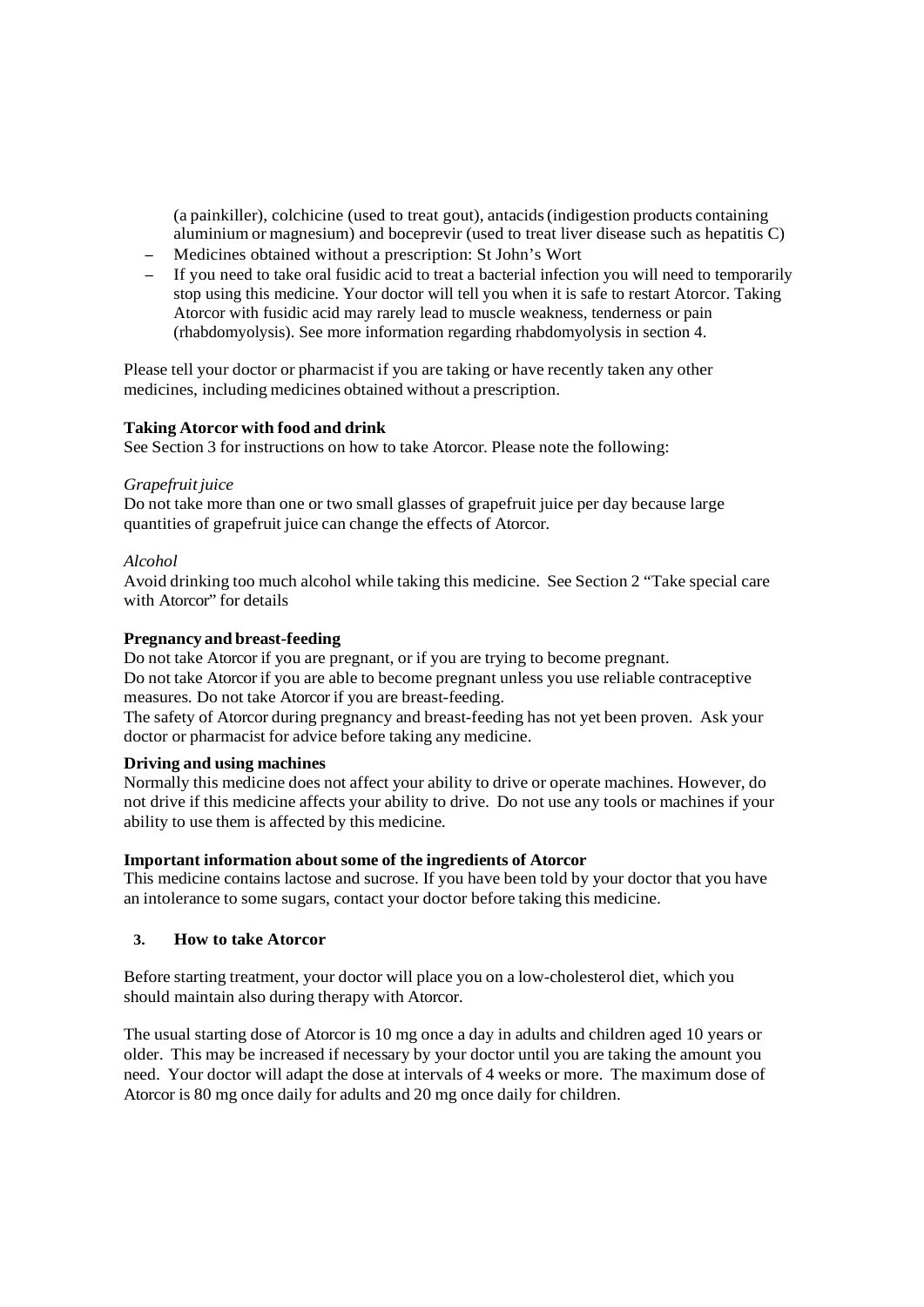(a painkiller), colchicine (used to treat gout), antacids (indigestion products containing aluminium or magnesium) and boceprevir (used to treat liver disease such as hepatitis C)

- Medicines obtained without a prescription: St John's Wort
- If you need to take oral fusidic acid to treat a bacterial infection you will need to temporarily stop using this medicine. Your doctor will tell you when it is safe to restart Atorcor. Taking Atorcor with fusidic acid may rarely lead to muscle weakness, tenderness or pain (rhabdomyolysis). See more information regarding rhabdomyolysis in section 4.

Please tell your doctor or pharmacist if you are taking or have recently taken any other medicines, including medicines obtained without a prescription.

**Taking Atorcor with food and drink**

See Section 3 for instructions on how to take Atorcor. Please note the following:

*Grapefruit juice*

Do not take more than one or two small glasses of grapefruit juice per day because large quantities of grapefruit juice can change the effects of Atorcor.

*Alcohol*

Avoid drinking too much alcohol while taking this medicine. See Section 2 "Take special care with Atorcor" for details

**Pregnancy and breast-feeding**

Do not take Atorcor if you are pregnant, or if you are trying to become pregnant.
Do not take Atorcor if you are able to become pregnant unless you use reliable contraceptive measures. Do not take Atorcor if you are breast-feeding.
The safety of Atorcor during pregnancy and breast-feeding has not yet been proven. Ask your doctor or pharmacist for advice before taking any medicine.

**Driving and using machines**

Normally this medicine does not affect your ability to drive or operate machines. However, do not drive if this medicine affects your ability to drive. Do not use any tools or machines if your ability to use them is affected by this medicine.

**Important information about some of the ingredients of Atorcor**

This medicine contains lactose and sucrose. If you have been told by your doctor that you have an intolerance to some sugars, contact your doctor before taking this medicine.

## 3. How to take Atorcor

Before starting treatment, your doctor will place you on a low-cholesterol diet, which you should maintain also during therapy with Atorcor.

The usual starting dose of Atorcor is 10 mg once a day in adults and children aged 10 years or older. This may be increased if necessary by your doctor until you are taking the amount you need. Your doctor will adapt the dose at intervals of 4 weeks or more. The maximum dose of Atorcor is 80 mg once daily for adults and 20 mg once daily for children.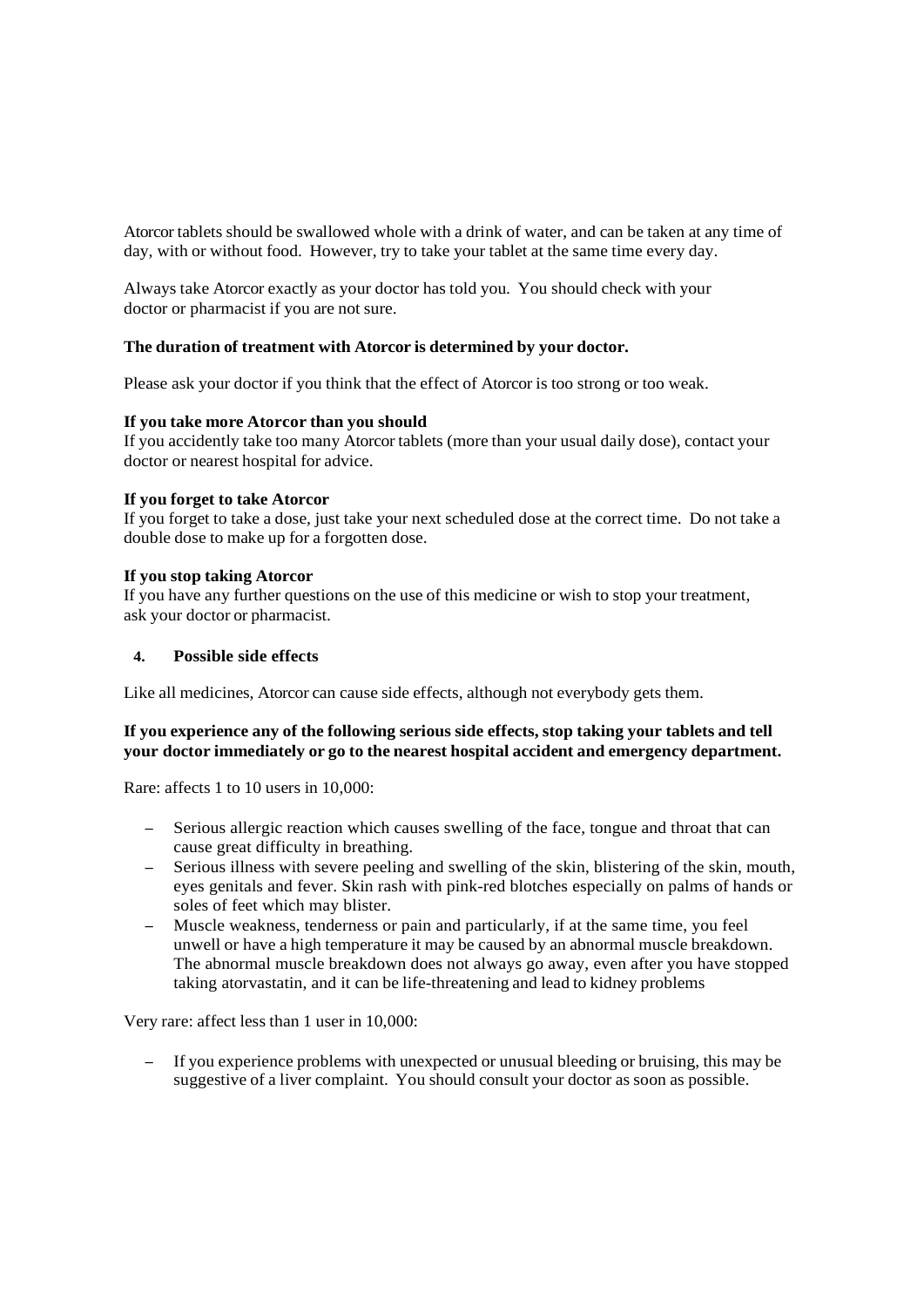Atorcor tablets should be swallowed whole with a drink of water, and can be taken at any time of day, with or without food. However, try to take your tablet at the same time every day.

Always take Atorcor exactly as your doctor has told you. You should check with your doctor or pharmacist if you are not sure.

**The duration of treatment with Atorcor is determined by your doctor.**

Please ask your doctor if you think that the effect of Atorcor is too strong or too weak.

**If you take more Atorcor than you should**
If you accidently take too many Atorcor tablets (more than your usual daily dose), contact your doctor or nearest hospital for advice.

**If you forget to take Atorcor**
If you forget to take a dose, just take your next scheduled dose at the correct time. Do not take a double dose to make up for a forgotten dose.

**If you stop taking Atorcor**
If you have any further questions on the use of this medicine or wish to stop your treatment, ask your doctor or pharmacist.

## 4. Possible side effects

Like all medicines, Atorcor can cause side effects, although not everybody gets them.

**If you experience any of the following serious side effects, stop taking your tablets and tell your doctor immediately or go to the nearest hospital accident and emergency department.**

Rare: affects 1 to 10 users in 10,000:

- Serious allergic reaction which causes swelling of the face, tongue and throat that can cause great difficulty in breathing.
- Serious illness with severe peeling and swelling of the skin, blistering of the skin, mouth, eyes genitals and fever. Skin rash with pink-red blotches especially on palms of hands or soles of feet which may blister.
- Muscle weakness, tenderness or pain and particularly, if at the same time, you feel unwell or have a high temperature it may be caused by an abnormal muscle breakdown. The abnormal muscle breakdown does not always go away, even after you have stopped taking atorvastatin, and it can be life-threatening and lead to kidney problems

Very rare: affect less than 1 user in 10,000:

- If you experience problems with unexpected or unusual bleeding or bruising, this may be suggestive of a liver complaint. You should consult your doctor as soon as possible.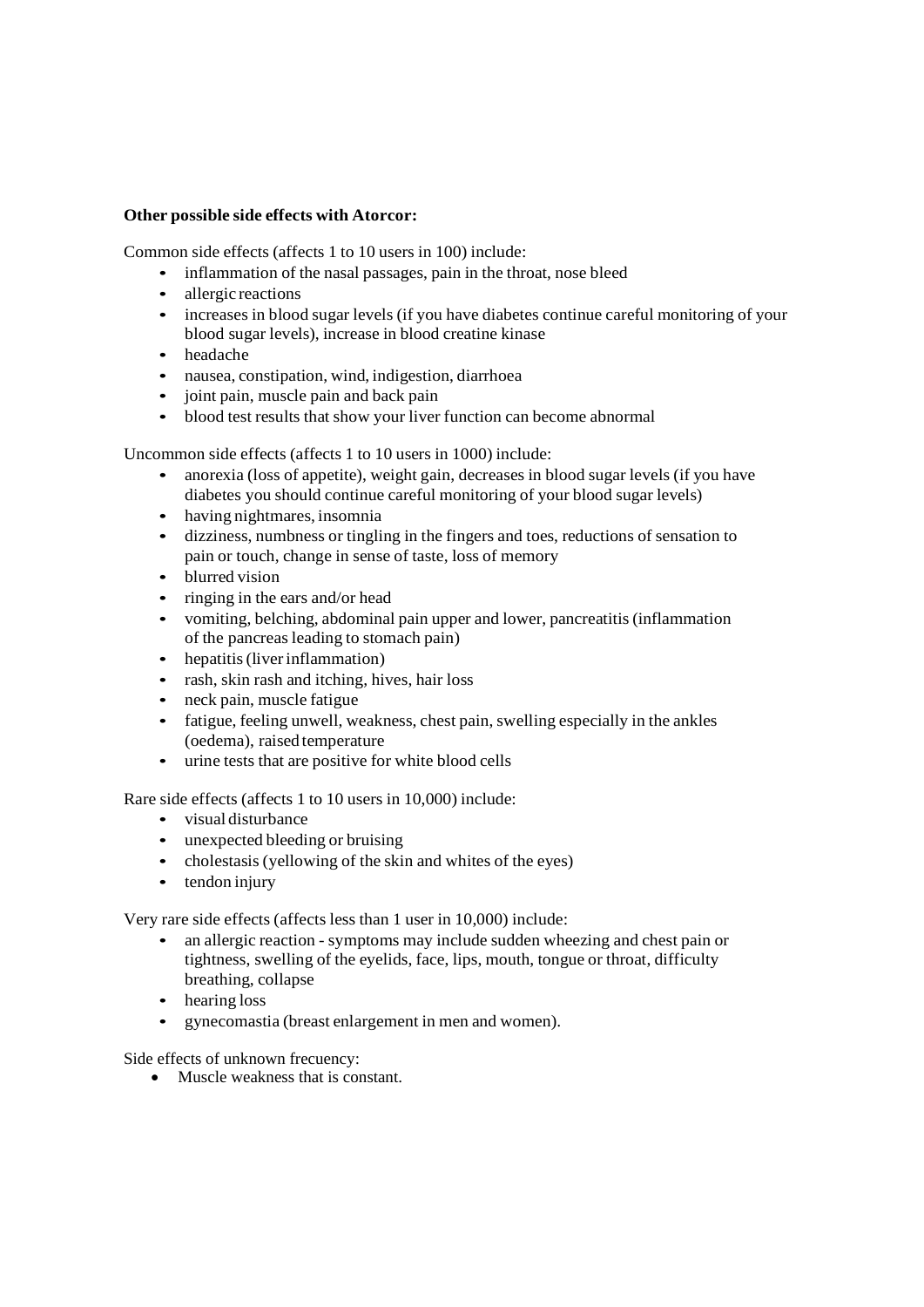**Other possible side effects with Atorcor:**

Common side effects (affects 1 to 10 users in 100) include:

- inflammation of the nasal passages, pain in the throat, nose bleed
- allergic reactions
- increases in blood sugar levels (if you have diabetes continue careful monitoring of your blood sugar levels), increase in blood creatine kinase
- headache
- nausea, constipation, wind, indigestion, diarrhoea
- joint pain, muscle pain and back pain
- blood test results that show your liver function can become abnormal

Uncommon side effects (affects 1 to 10 users in 1000) include:

- anorexia (loss of appetite), weight gain, decreases in blood sugar levels (if you have diabetes you should continue careful monitoring of your blood sugar levels)
- having nightmares, insomnia
- dizziness, numbness or tingling in the fingers and toes, reductions of sensation to pain or touch, change in sense of taste, loss of memory
- blurred vision
- ringing in the ears and/or head
- vomiting, belching, abdominal pain upper and lower, pancreatitis (inflammation of the pancreas leading to stomach pain)
- hepatitis (liver inflammation)
- rash, skin rash and itching, hives, hair loss
- neck pain, muscle fatigue
- fatigue, feeling unwell, weakness, chest pain, swelling especially in the ankles (oedema), raised temperature
- urine tests that are positive for white blood cells

Rare side effects (affects 1 to 10 users in 10,000) include:

- visual disturbance
- unexpected bleeding or bruising
- cholestasis (yellowing of the skin and whites of the eyes)
- tendon injury

Very rare side effects (affects less than 1 user in 10,000) include:

- an allergic reaction - symptoms may include sudden wheezing and chest pain or tightness, swelling of the eyelids, face, lips, mouth, tongue or throat, difficulty breathing, collapse
- hearing loss
- gynecomastia (breast enlargement in men and women).

Side effects of unknown frecuency:

- Muscle weakness that is constant.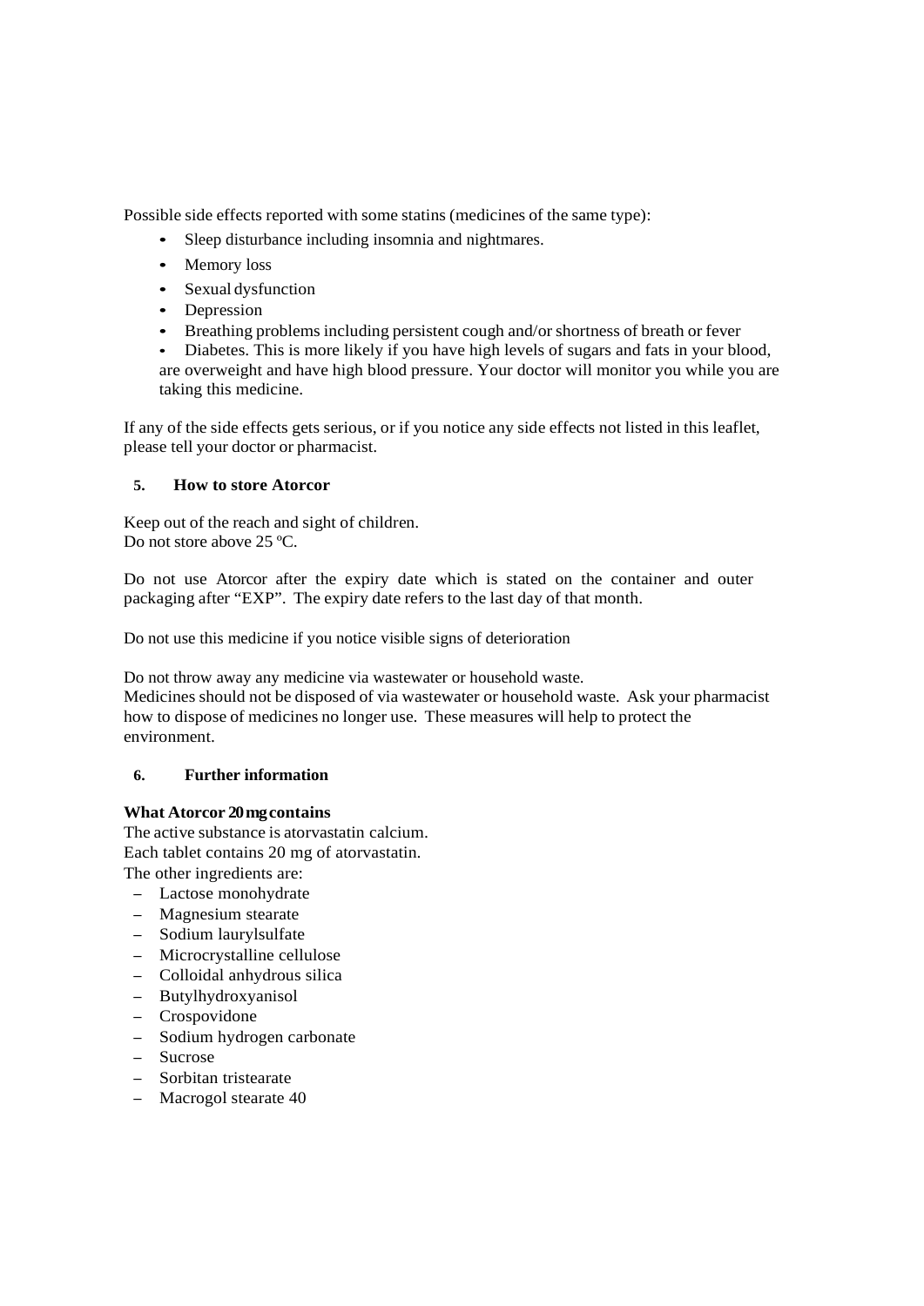Possible side effects reported with some statins (medicines of the same type):

- Sleep disturbance including insomnia and nightmares.
- Memory loss
- Sexual dysfunction
- Depression
- Breathing problems including persistent cough and/or shortness of breath or fever
- Diabetes. This is more likely if you have high levels of sugars and fats in your blood, are overweight and have high blood pressure. Your doctor will monitor you while you are taking this medicine.

If any of the side effects gets serious, or if you notice any side effects not listed in this leaflet, please tell your doctor or pharmacist.

## 5. How to store Atorcor

Keep out of the reach and sight of children.
Do not store above 25 ºC.

Do not use Atorcor after the expiry date which is stated on the container and outer packaging after "EXP". The expiry date refers to the last day of that month.

Do not use this medicine if you notice visible signs of deterioration

Do not throw away any medicine via wastewater or household waste.
Medicines should not be disposed of via wastewater or household waste. Ask your pharmacist how to dispose of medicines no longer use. These measures will help to protect the environment.

## 6. Further information

**What Atorcor 20 mg contains**

The active substance is atorvastatin calcium.
Each tablet contains 20 mg of atorvastatin.
The other ingredients are:

- Lactose monohydrate
- Magnesium stearate
- Sodium laurylsulfate
- Microcrystalline cellulose
- Colloidal anhydrous silica
- Butylhydroxyanisol
- Crospovidone
- Sodium hydrogen carbonate
- Sucrose
- Sorbitan tristearate
- Macrogol stearate 40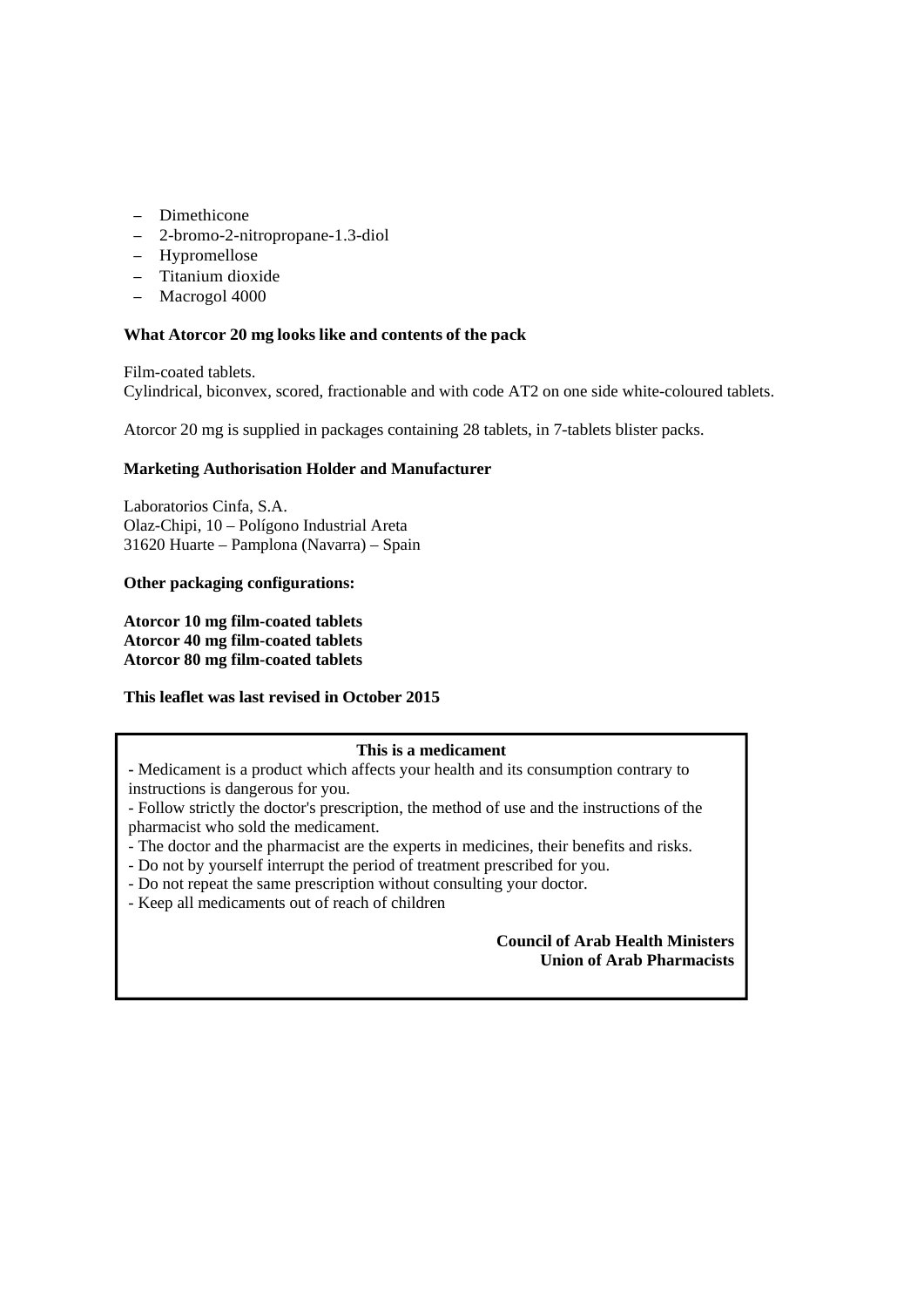- Dimethicone
- 2-bromo-2-nitropropane-1.3-diol
- Hypromellose
- Titanium dioxide
- Macrogol 4000

**What Atorcor 20 mg looks like and contents of the pack**

Film-coated tablets.
Cylindrical, biconvex, scored, fractionable and with code AT2 on one side white-coloured tablets.

Atorcor 20 mg is supplied in packages containing 28 tablets, in 7-tablets blister packs.

**Marketing Authorisation Holder and Manufacturer**

Laboratorios Cinfa, S.A.
Olaz-Chipi, 10 – Polígono Industrial Areta
31620 Huarte – Pamplona (Navarra) – Spain

**Other packaging configurations:**

**Atorcor 10 mg film-coated tablets**
**Atorcor 40 mg film-coated tablets**
**Atorcor 80 mg film-coated tablets**

**This leaflet was last revised in October 2015**

**This is a medicament**

- Medicament is a product which affects your health and its consumption contrary to instructions is dangerous for you.
- Follow strictly the doctor's prescription, the method of use and the instructions of the pharmacist who sold the medicament.
- The doctor and the pharmacist are the experts in medicines, their benefits and risks.
- Do not by yourself interrupt the period of treatment prescribed for you.
- Do not repeat the same prescription without consulting your doctor.
- Keep all medicaments out of reach of children

**Council of Arab Health Ministers**
**Union of Arab Pharmacists**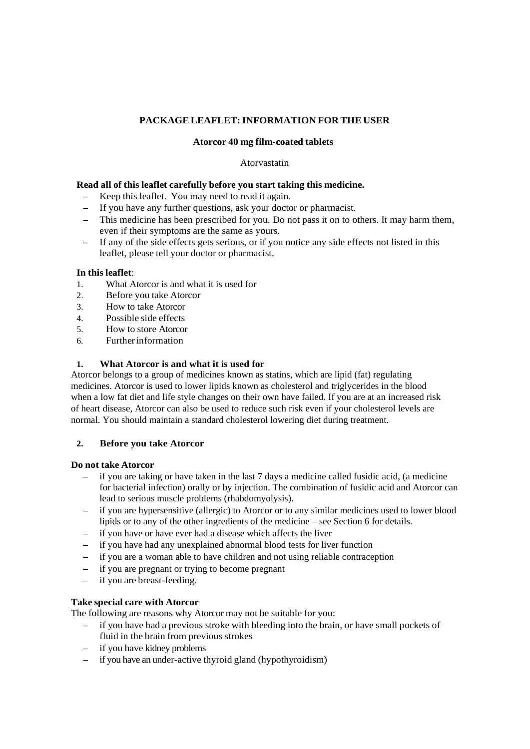**PACKAGE LEAFLET: INFORMATION FOR THE USER**

**Atorcor 40 mg film-coated tablets**

Atorvastatin

**Read all of this leaflet carefully before you start taking this medicine.**

- Keep this leaflet. You may need to read it again.
- If you have any further questions, ask your doctor or pharmacist.
- This medicine has been prescribed for you. Do not pass it on to others. It may harm them, even if their symptoms are the same as yours.
- If any of the side effects gets serious, or if you notice any side effects not listed in this leaflet, please tell your doctor or pharmacist.

**In this leaflet**:

1. What Atorcor is and what it is used for
2. Before you take Atorcor
3. How to take Atorcor
4. Possible side effects
5. How to store Atorcor
6. Further information

## 1. What Atorcor is and what it is used for

Atorcor belongs to a group of medicines known as statins, which are lipid (fat) regulating medicines. Atorcor is used to lower lipids known as cholesterol and triglycerides in the blood when a low fat diet and life style changes on their own have failed. If you are at an increased risk of heart disease, Atorcor can also be used to reduce such risk even if your cholesterol levels are normal. You should maintain a standard cholesterol lowering diet during treatment.

## 2. Before you take Atorcor

**Do not take Atorcor**

- if you are taking or have taken in the last 7 days a medicine called fusidic acid, (a medicine for bacterial infection) orally or by injection. The combination of fusidic acid and Atorcor can lead to serious muscle problems (rhabdomyolysis).
- if you are hypersensitive (allergic) to Atorcor or to any similar medicines used to lower blood lipids or to any of the other ingredients of the medicine – see Section 6 for details.
- if you have or have ever had a disease which affects the liver
- if you have had any unexplained abnormal blood tests for liver function
- if you are a woman able to have children and not using reliable contraception
- if you are pregnant or trying to become pregnant
- if you are breast-feeding.

**Take special care with Atorcor**

The following are reasons why Atorcor may not be suitable for you:

- if you have had a previous stroke with bleeding into the brain, or have small pockets of fluid in the brain from previous strokes
- if you have kidney problems
- if you have an under-active thyroid gland (hypothyroidism)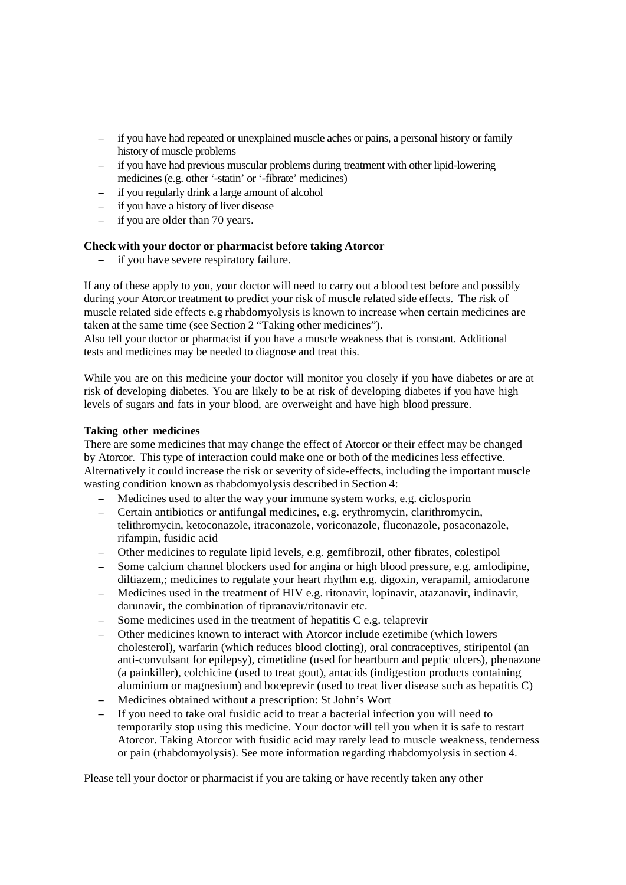- if you have had repeated or unexplained muscle aches or pains, a personal history or family history of muscle problems
- if you have had previous muscular problems during treatment with other lipid-lowering medicines (e.g. other '-statin' or '-fibrate' medicines)
- if you regularly drink a large amount of alcohol
- if you have a history of liver disease
- if you are older than 70 years.

**Check with your doctor or pharmacist before taking Atorcor**

- if you have severe respiratory failure.

If any of these apply to you, your doctor will need to carry out a blood test before and possibly during your Atorcor treatment to predict your risk of muscle related side effects. The risk of muscle related side effects e.g rhabdomyolysis is known to increase when certain medicines are taken at the same time (see Section 2 "Taking other medicines").
Also tell your doctor or pharmacist if you have a muscle weakness that is constant. Additional tests and medicines may be needed to diagnose and treat this.

While you are on this medicine your doctor will monitor you closely if you have diabetes or are at risk of developing diabetes. You are likely to be at risk of developing diabetes if you have high levels of sugars and fats in your blood, are overweight and have high blood pressure.

**Taking other medicines**

There are some medicines that may change the effect of Atorcor or their effect may be changed by Atorcor. This type of interaction could make one or both of the medicines less effective. Alternatively it could increase the risk or severity of side-effects, including the important muscle wasting condition known as rhabdomyolysis described in Section 4:

- Medicines used to alter the way your immune system works, e.g. ciclosporin
- Certain antibiotics or antifungal medicines, e.g. erythromycin, clarithromycin, telithromycin, ketoconazole, itraconazole, voriconazole, fluconazole, posaconazole, rifampin, fusidic acid
- Other medicines to regulate lipid levels, e.g. gemfibrozil, other fibrates, colestipol
- Some calcium channel blockers used for angina or high blood pressure, e.g. amlodipine, diltiazem,; medicines to regulate your heart rhythm e.g. digoxin, verapamil, amiodarone
- Medicines used in the treatment of HIV e.g. ritonavir, lopinavir, atazanavir, indinavir, darunavir, the combination of tipranavir/ritonavir etc.
- Some medicines used in the treatment of hepatitis C e.g. telaprevir
- Other medicines known to interact with Atorcor include ezetimibe (which lowers cholesterol), warfarin (which reduces blood clotting), oral contraceptives, stiripentol (an anti-convulsant for epilepsy), cimetidine (used for heartburn and peptic ulcers), phenazone (a painkiller), colchicine (used to treat gout), antacids (indigestion products containing aluminium or magnesium) and boceprevir (used to treat liver disease such as hepatitis C)
- Medicines obtained without a prescription: St John's Wort
- If you need to take oral fusidic acid to treat a bacterial infection you will need to temporarily stop using this medicine. Your doctor will tell you when it is safe to restart Atorcor. Taking Atorcor with fusidic acid may rarely lead to muscle weakness, tenderness or pain (rhabdomyolysis). See more information regarding rhabdomyolysis in section 4.

Please tell your doctor or pharmacist if you are taking or have recently taken any other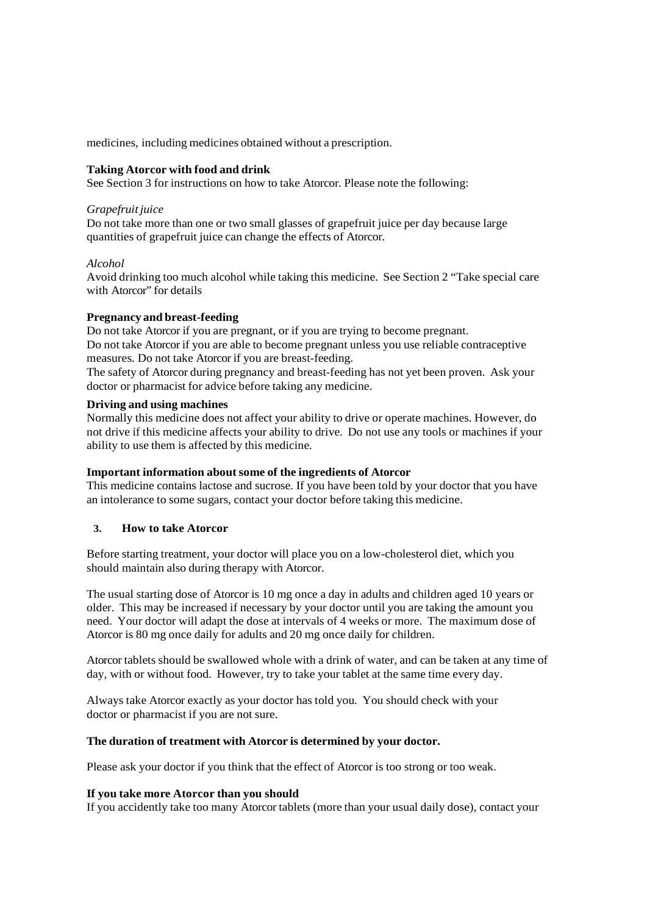medicines, including medicines obtained without a prescription.

**Taking Atorcor with food and drink**
See Section 3 for instructions on how to take Atorcor. Please note the following:

*Grapefruit juice*
Do not take more than one or two small glasses of grapefruit juice per day because large quantities of grapefruit juice can change the effects of Atorcor.

*Alcohol*
Avoid drinking too much alcohol while taking this medicine. See Section 2 "Take special care with Atorcor" for details

**Pregnancy and breast-feeding**
Do not take Atorcor if you are pregnant, or if you are trying to become pregnant.
Do not take Atorcor if you are able to become pregnant unless you use reliable contraceptive measures. Do not take Atorcor if you are breast-feeding.
The safety of Atorcor during pregnancy and breast-feeding has not yet been proven. Ask your doctor or pharmacist for advice before taking any medicine.

**Driving and using machines**
Normally this medicine does not affect your ability to drive or operate machines. However, do not drive if this medicine affects your ability to drive. Do not use any tools or machines if your ability to use them is affected by this medicine.

**Important information about some of the ingredients of Atorcor**
This medicine contains lactose and sucrose. If you have been told by your doctor that you have an intolerance to some sugars, contact your doctor before taking this medicine.

## 3. How to take Atorcor

Before starting treatment, your doctor will place you on a low-cholesterol diet, which you should maintain also during therapy with Atorcor.

The usual starting dose of Atorcor is 10 mg once a day in adults and children aged 10 years or older. This may be increased if necessary by your doctor until you are taking the amount you need. Your doctor will adapt the dose at intervals of 4 weeks or more. The maximum dose of Atorcor is 80 mg once daily for adults and 20 mg once daily for children.

Atorcor tablets should be swallowed whole with a drink of water, and can be taken at any time of day, with or without food. However, try to take your tablet at the same time every day.

Always take Atorcor exactly as your doctor has told you. You should check with your doctor or pharmacist if you are not sure.

**The duration of treatment with Atorcor is determined by your doctor.**

Please ask your doctor if you think that the effect of Atorcor is too strong or too weak.

**If you take more Atorcor than you should**
If you accidently take too many Atorcor tablets (more than your usual daily dose), contact your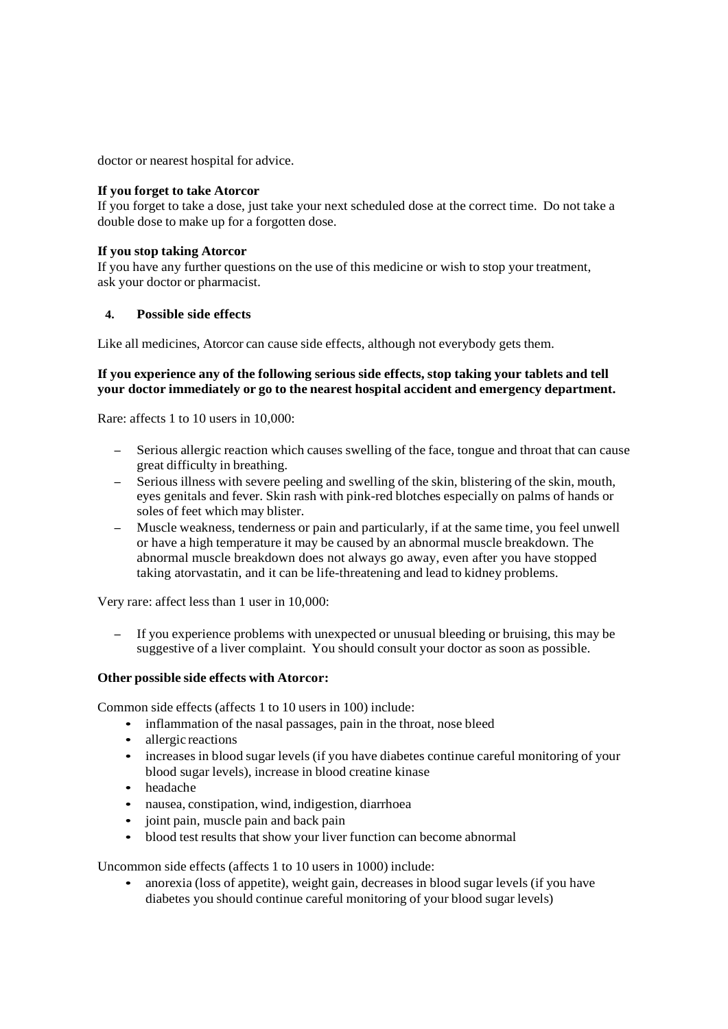doctor or nearest hospital for advice.

**If you forget to take Atorcor**

If you forget to take a dose, just take your next scheduled dose at the correct time. Do not take a double dose to make up for a forgotten dose.

**If you stop taking Atorcor**

If you have any further questions on the use of this medicine or wish to stop your treatment, ask your doctor or pharmacist.

## 4. Possible side effects

Like all medicines, Atorcor can cause side effects, although not everybody gets them.

**If you experience any of the following serious side effects, stop taking your tablets and tell your doctor immediately or go to the nearest hospital accident and emergency department.**

Rare: affects 1 to 10 users in 10,000:

- Serious allergic reaction which causes swelling of the face, tongue and throat that can cause great difficulty in breathing.
- Serious illness with severe peeling and swelling of the skin, blistering of the skin, mouth, eyes genitals and fever. Skin rash with pink-red blotches especially on palms of hands or soles of feet which may blister.
- Muscle weakness, tenderness or pain and particularly, if at the same time, you feel unwell or have a high temperature it may be caused by an abnormal muscle breakdown. The abnormal muscle breakdown does not always go away, even after you have stopped taking atorvastatin, and it can be life-threatening and lead to kidney problems.

Very rare: affect less than 1 user in 10,000:

- If you experience problems with unexpected or unusual bleeding or bruising, this may be suggestive of a liver complaint. You should consult your doctor as soon as possible.

**Other possible side effects with Atorcor:**

Common side effects (affects 1 to 10 users in 100) include:

- inflammation of the nasal passages, pain in the throat, nose bleed
- allergic reactions
- increases in blood sugar levels (if you have diabetes continue careful monitoring of your blood sugar levels), increase in blood creatine kinase
- headache
- nausea, constipation, wind, indigestion, diarrhoea
- joint pain, muscle pain and back pain
- blood test results that show your liver function can become abnormal

Uncommon side effects (affects 1 to 10 users in 1000) include:

- anorexia (loss of appetite), weight gain, decreases in blood sugar levels (if you have diabetes you should continue careful monitoring of your blood sugar levels)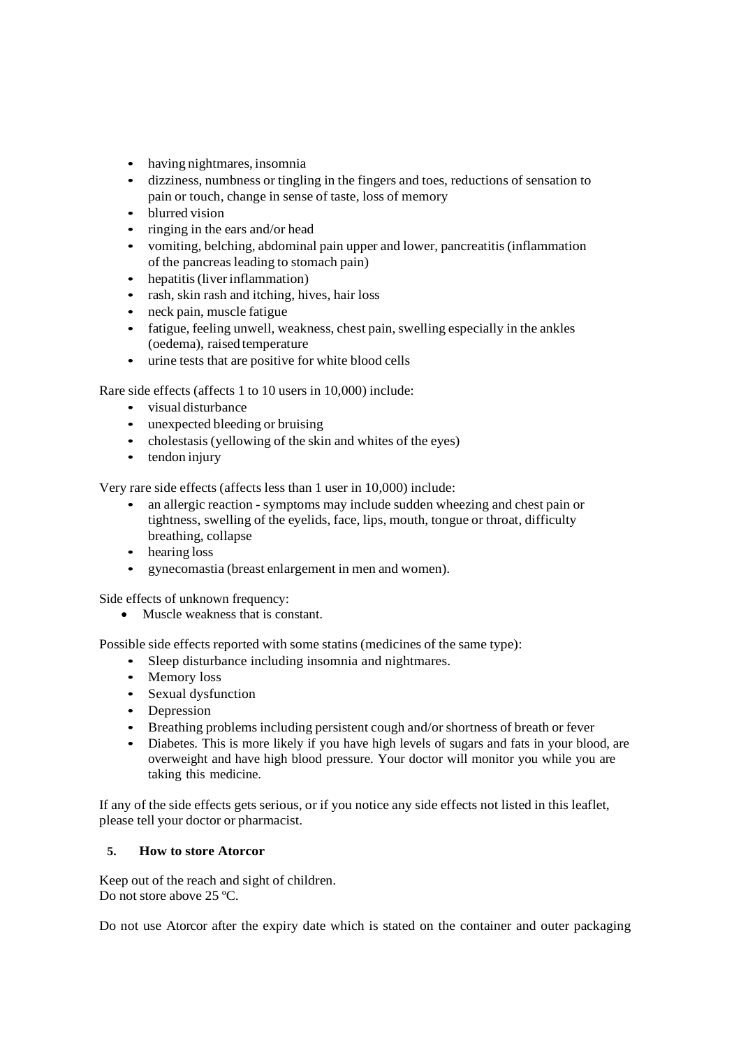- having nightmares, insomnia
- dizziness, numbness or tingling in the fingers and toes, reductions of sensation to pain or touch, change in sense of taste, loss of memory
- blurred vision
- ringing in the ears and/or head
- vomiting, belching, abdominal pain upper and lower, pancreatitis (inflammation of the pancreas leading to stomach pain)
- hepatitis (liver inflammation)
- rash, skin rash and itching, hives, hair loss
- neck pain, muscle fatigue
- fatigue, feeling unwell, weakness, chest pain, swelling especially in the ankles (oedema), raised temperature
- urine tests that are positive for white blood cells

Rare side effects (affects 1 to 10 users in 10,000) include:

- visual disturbance
- unexpected bleeding or bruising
- cholestasis (yellowing of the skin and whites of the eyes)
- tendon injury

Very rare side effects (affects less than 1 user in 10,000) include:

- an allergic reaction - symptoms may include sudden wheezing and chest pain or tightness, swelling of the eyelids, face, lips, mouth, tongue or throat, difficulty breathing, collapse
- hearing loss
- gynecomastia (breast enlargement in men and women).

Side effects of unknown frequency:

- Muscle weakness that is constant.

Possible side effects reported with some statins (medicines of the same type):

- Sleep disturbance including insomnia and nightmares.
- Memory loss
- Sexual dysfunction
- Depression
- Breathing problems including persistent cough and/or shortness of breath or fever
- Diabetes. This is more likely if you have high levels of sugars and fats in your blood, are overweight and have high blood pressure. Your doctor will monitor you while you are taking this medicine.

If any of the side effects gets serious, or if you notice any side effects not listed in this leaflet, please tell your doctor or pharmacist.

## 5. How to store Atorcor

Keep out of the reach and sight of children.
Do not store above 25 ºC.

Do not use Atorcor after the expiry date which is stated on the container and outer packaging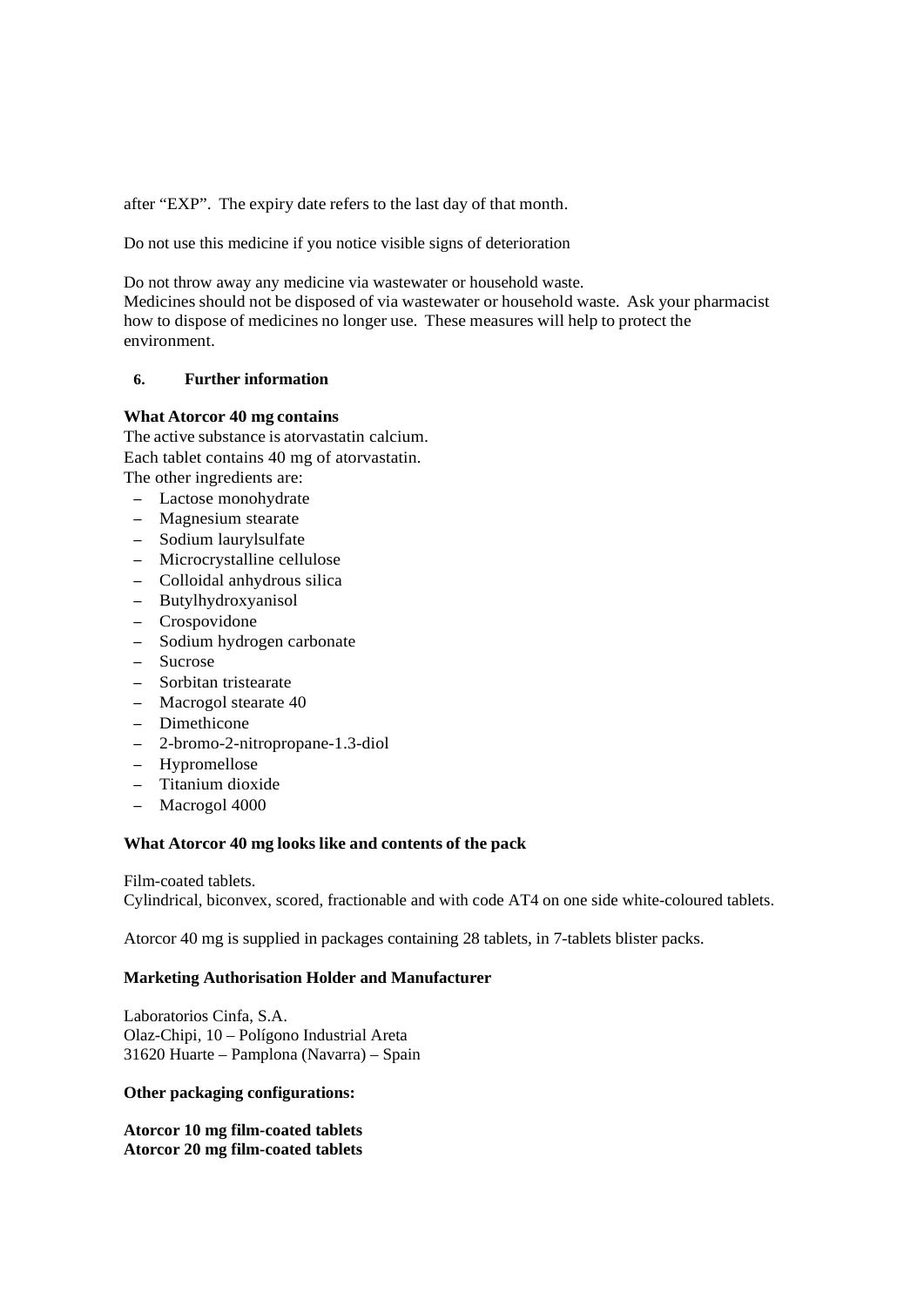after “EXP”. The expiry date refers to the last day of that month.

Do not use this medicine if you notice visible signs of deterioration

Do not throw away any medicine via wastewater or household waste.
Medicines should not be disposed of via wastewater or household waste. Ask your pharmacist how to dispose of medicines no longer use. These measures will help to protect the environment.

## 6. Further information

**What Atorcor 40 mg contains**

The active substance is atorvastatin calcium.
Each tablet contains 40 mg of atorvastatin.
The other ingredients are:

- Lactose monohydrate
- Magnesium stearate
- Sodium laurylsulfate
- Microcrystalline cellulose
- Colloidal anhydrous silica
- Butylhydroxyanisol
- Crospovidone
- Sodium hydrogen carbonate
- Sucrose
- Sorbitan tristearate
- Macrogol stearate 40
- Dimethicone
- 2-bromo-2-nitropropane-1.3-diol
- Hypromellose
- Titanium dioxide
- Macrogol 4000

**What Atorcor 40 mg looks like and contents of the pack**

Film-coated tablets.
Cylindrical, biconvex, scored, fractionable and with code AT4 on one side white-coloured tablets.

Atorcor 40 mg is supplied in packages containing 28 tablets, in 7-tablets blister packs.

**Marketing Authorisation Holder and Manufacturer**

Laboratorios Cinfa, S.A.
Olaz-Chipi, 10 – Polígono Industrial Areta
31620 Huarte – Pamplona (Navarra) – Spain

**Other packaging configurations:**

**Atorcor 10 mg film-coated tablets**
**Atorcor 20 mg film-coated tablets**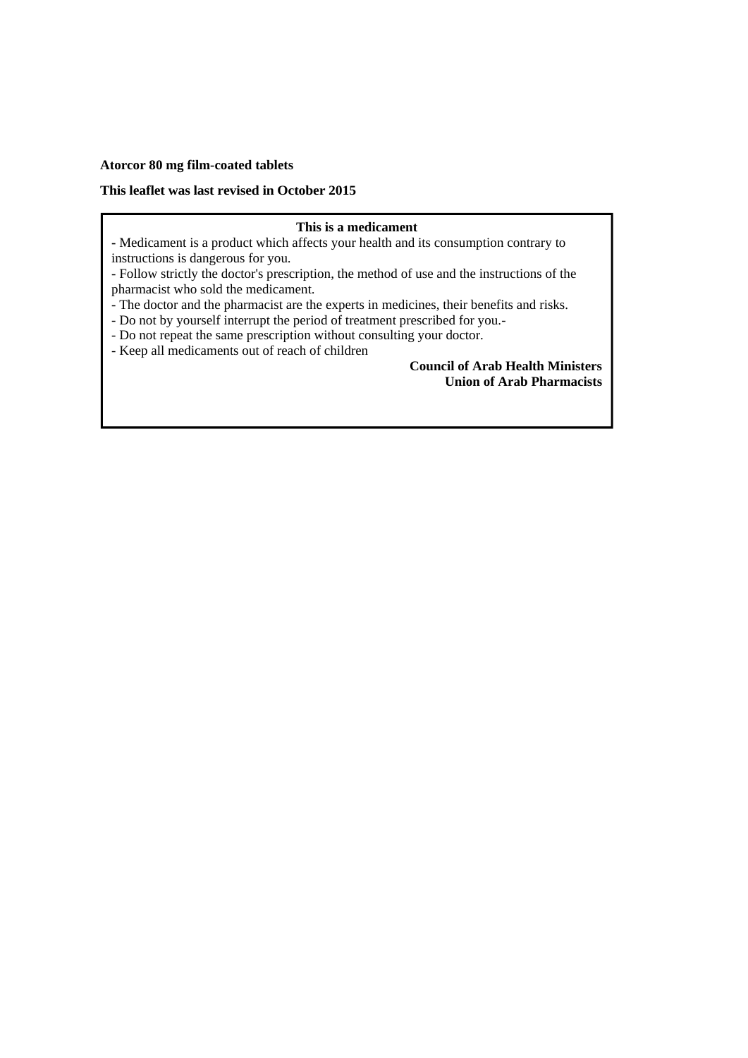**Atorcor 80 mg film-coated tablets**

**This leaflet was last revised in October 2015**

**This is a medicament**

- Medicament is a product which affects your health and its consumption contrary to instructions is dangerous for you.
- Follow strictly the doctor's prescription, the method of use and the instructions of the pharmacist who sold the medicament.
- The doctor and the pharmacist are the experts in medicines, their benefits and risks.
- Do not by yourself interrupt the period of treatment prescribed for you.-
- Do not repeat the same prescription without consulting your doctor.
- Keep all medicaments out of reach of children

**Council of Arab Health Ministers**
**Union of Arab Pharmacists**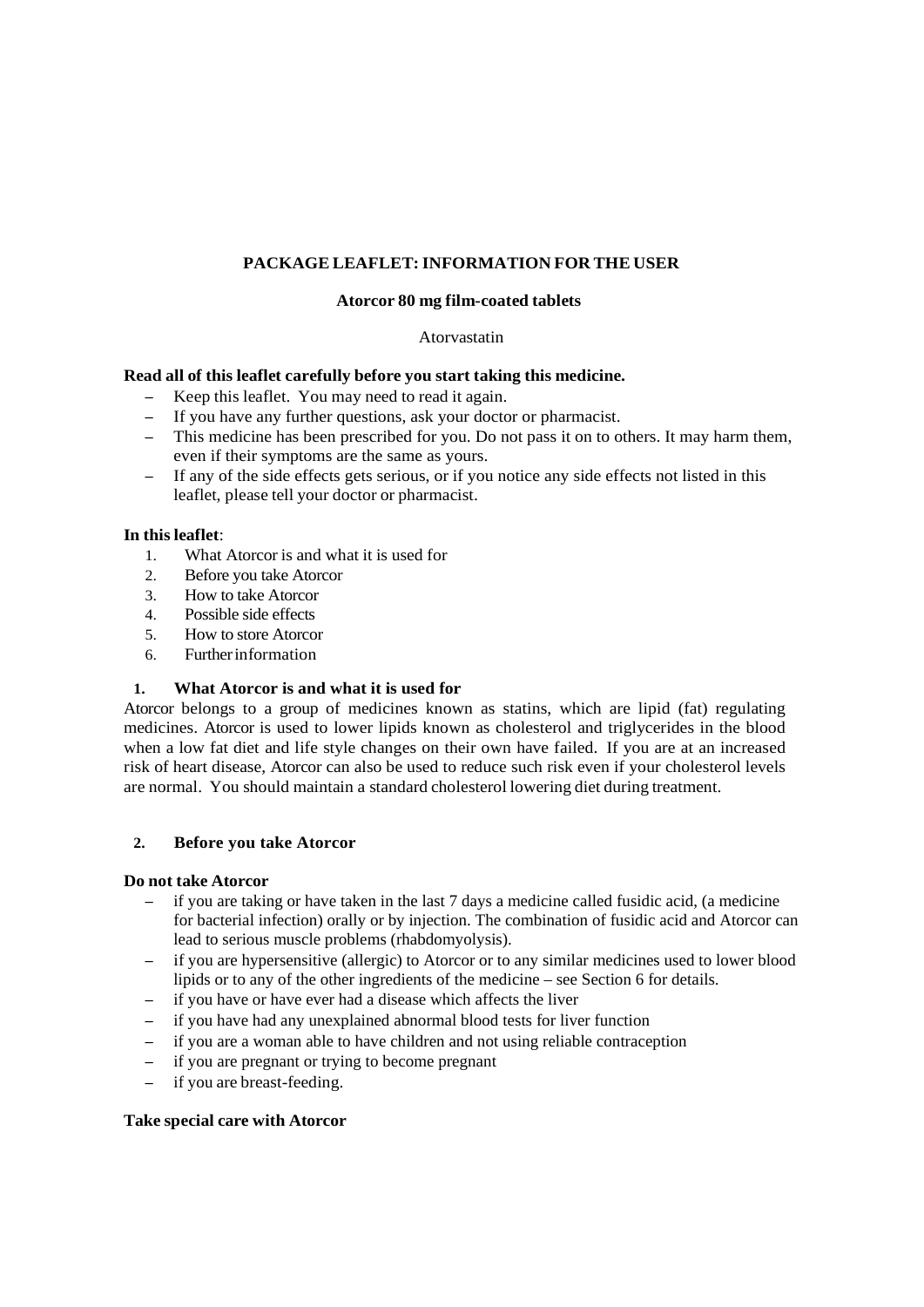**PACKAGE LEAFLET: INFORMATION FOR THE USER**

**Atorcor 80 mg film-coated tablets**

Atorvastatin

**Read all of this leaflet carefully before you start taking this medicine.**

- Keep this leaflet. You may need to read it again.
- If you have any further questions, ask your doctor or pharmacist.
- This medicine has been prescribed for you. Do not pass it on to others. It may harm them, even if their symptoms are the same as yours.
- If any of the side effects gets serious, or if you notice any side effects not listed in this leaflet, please tell your doctor or pharmacist.

**In this leaflet**:

1. What Atorcor is and what it is used for
2. Before you take Atorcor
3. How to take Atorcor
4. Possible side effects
5. How to store Atorcor
6. Further information

## 1. What Atorcor is and what it is used for

Atorcor belongs to a group of medicines known as statins, which are lipid (fat) regulating medicines. Atorcor is used to lower lipids known as cholesterol and triglycerides in the blood when a low fat diet and life style changes on their own have failed. If you are at an increased risk of heart disease, Atorcor can also be used to reduce such risk even if your cholesterol levels are normal. You should maintain a standard cholesterol lowering diet during treatment.

## 2. Before you take Atorcor

**Do not take Atorcor**

- if you are taking or have taken in the last 7 days a medicine called fusidic acid, (a medicine for bacterial infection) orally or by injection. The combination of fusidic acid and Atorcor can lead to serious muscle problems (rhabdomyolysis).
- if you are hypersensitive (allergic) to Atorcor or to any similar medicines used to lower blood lipids or to any of the other ingredients of the medicine – see Section 6 for details.
- if you have or have ever had a disease which affects the liver
- if you have had any unexplained abnormal blood tests for liver function
- if you are a woman able to have children and not using reliable contraception
- if you are pregnant or trying to become pregnant
- if you are breast-feeding.

**Take special care with Atorcor**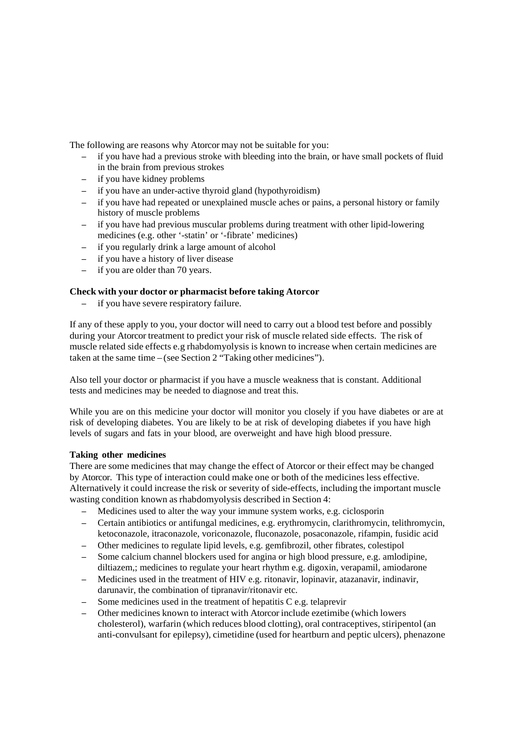The following are reasons why Atorcor may not be suitable for you:

- if you have had a previous stroke with bleeding into the brain, or have small pockets of fluid in the brain from previous strokes
- if you have kidney problems
- if you have an under-active thyroid gland (hypothyroidism)
- if you have had repeated or unexplained muscle aches or pains, a personal history or family history of muscle problems
- if you have had previous muscular problems during treatment with other lipid-lowering medicines (e.g. other '-statin' or '-fibrate' medicines)
- if you regularly drink a large amount of alcohol
- if you have a history of liver disease
- if you are older than 70 years.

**Check with your doctor or pharmacist before taking Atorcor**

- if you have severe respiratory failure.

If any of these apply to you, your doctor will need to carry out a blood test before and possibly during your Atorcor treatment to predict your risk of muscle related side effects. The risk of muscle related side effects e.g rhabdomyolysis is known to increase when certain medicines are taken at the same time – (see Section 2 "Taking other medicines").

Also tell your doctor or pharmacist if you have a muscle weakness that is constant. Additional tests and medicines may be needed to diagnose and treat this.

While you are on this medicine your doctor will monitor you closely if you have diabetes or are at risk of developing diabetes. You are likely to be at risk of developing diabetes if you have high levels of sugars and fats in your blood, are overweight and have high blood pressure.

**Taking other medicines**

There are some medicines that may change the effect of Atorcor or their effect may be changed by Atorcor. This type of interaction could make one or both of the medicines less effective. Alternatively it could increase the risk or severity of side-effects, including the important muscle wasting condition known as rhabdomyolysis described in Section 4:

- Medicines used to alter the way your immune system works, e.g. ciclosporin
- Certain antibiotics or antifungal medicines, e.g. erythromycin, clarithromycin, telithromycin, ketoconazole, itraconazole, voriconazole, fluconazole, posaconazole, rifampin, fusidic acid
- Other medicines to regulate lipid levels, e.g. gemfibrozil, other fibrates, colestipol
- Some calcium channel blockers used for angina or high blood pressure, e.g. amlodipine, diltiazem,; medicines to regulate your heart rhythm e.g. digoxin, verapamil, amiodarone
- Medicines used in the treatment of HIV e.g. ritonavir, lopinavir, atazanavir, indinavir, darunavir, the combination of tipranavir/ritonavir etc.
- Some medicines used in the treatment of hepatitis C e.g. telaprevir
- Other medicines known to interact with Atorcor include ezetimibe (which lowers cholesterol), warfarin (which reduces blood clotting), oral contraceptives, stiripentol (an anti-convulsant for epilepsy), cimetidine (used for heartburn and peptic ulcers), phenazone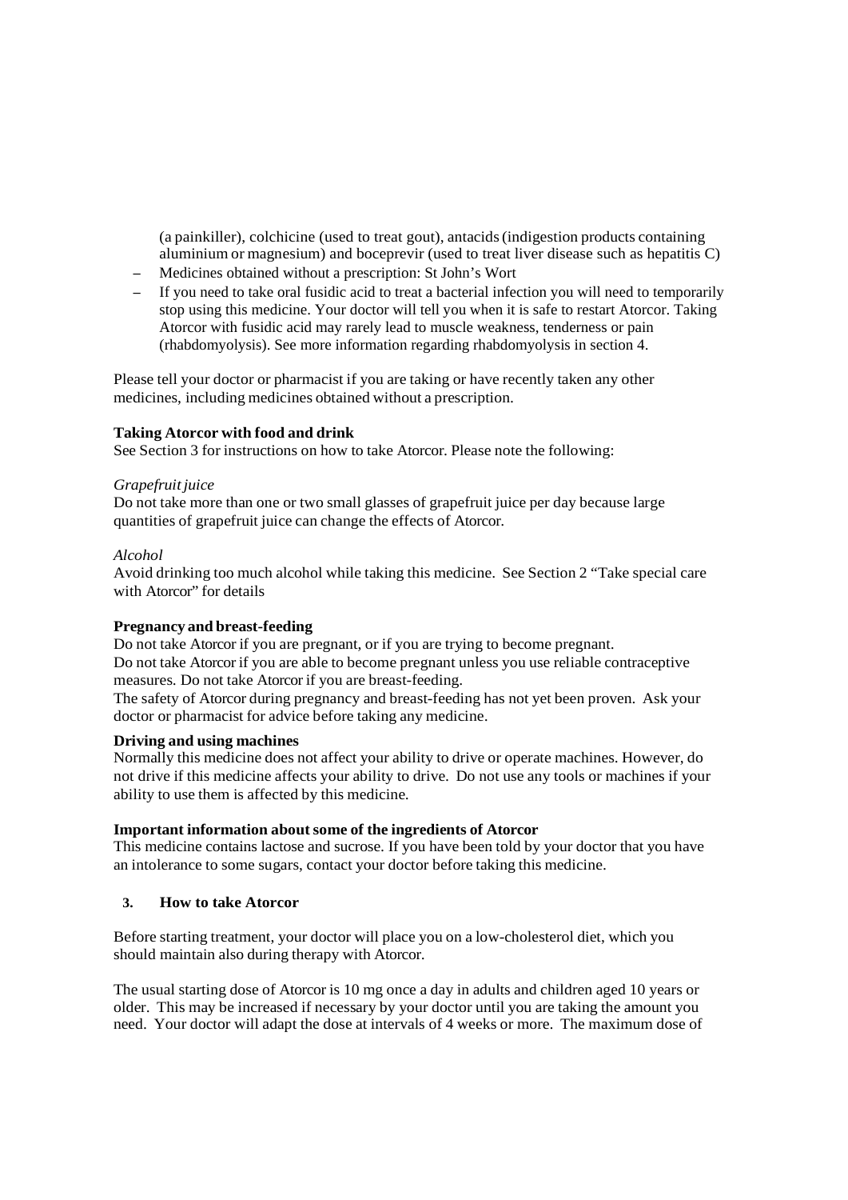(a painkiller), colchicine (used to treat gout), antacids (indigestion products containing aluminium or magnesium) and boceprevir (used to treat liver disease such as hepatitis C)

- Medicines obtained without a prescription: St John's Wort
- If you need to take oral fusidic acid to treat a bacterial infection you will need to temporarily stop using this medicine. Your doctor will tell you when it is safe to restart Atorcor. Taking Atorcor with fusidic acid may rarely lead to muscle weakness, tenderness or pain (rhabdomyolysis). See more information regarding rhabdomyolysis in section 4.

Please tell your doctor or pharmacist if you are taking or have recently taken any other medicines, including medicines obtained without a prescription.

**Taking Atorcor with food and drink**

See Section 3 for instructions on how to take Atorcor. Please note the following:

*Grapefruit juice*

Do not take more than one or two small glasses of grapefruit juice per day because large quantities of grapefruit juice can change the effects of Atorcor.

*Alcohol*

Avoid drinking too much alcohol while taking this medicine. See Section 2 "Take special care with Atorcor" for details

**Pregnancy and breast-feeding**

Do not take Atorcor if you are pregnant, or if you are trying to become pregnant.
Do not take Atorcor if you are able to become pregnant unless you use reliable contraceptive measures. Do not take Atorcor if you are breast-feeding.
The safety of Atorcor during pregnancy and breast-feeding has not yet been proven. Ask your doctor or pharmacist for advice before taking any medicine.

**Driving and using machines**

Normally this medicine does not affect your ability to drive or operate machines. However, do not drive if this medicine affects your ability to drive. Do not use any tools or machines if your ability to use them is affected by this medicine.

**Important information about some of the ingredients of Atorcor**

This medicine contains lactose and sucrose. If you have been told by your doctor that you have an intolerance to some sugars, contact your doctor before taking this medicine.

## 3. How to take Atorcor

Before starting treatment, your doctor will place you on a low-cholesterol diet, which you should maintain also during therapy with Atorcor.

The usual starting dose of Atorcor is 10 mg once a day in adults and children aged 10 years or older. This may be increased if necessary by your doctor until you are taking the amount you need. Your doctor will adapt the dose at intervals of 4 weeks or more. The maximum dose of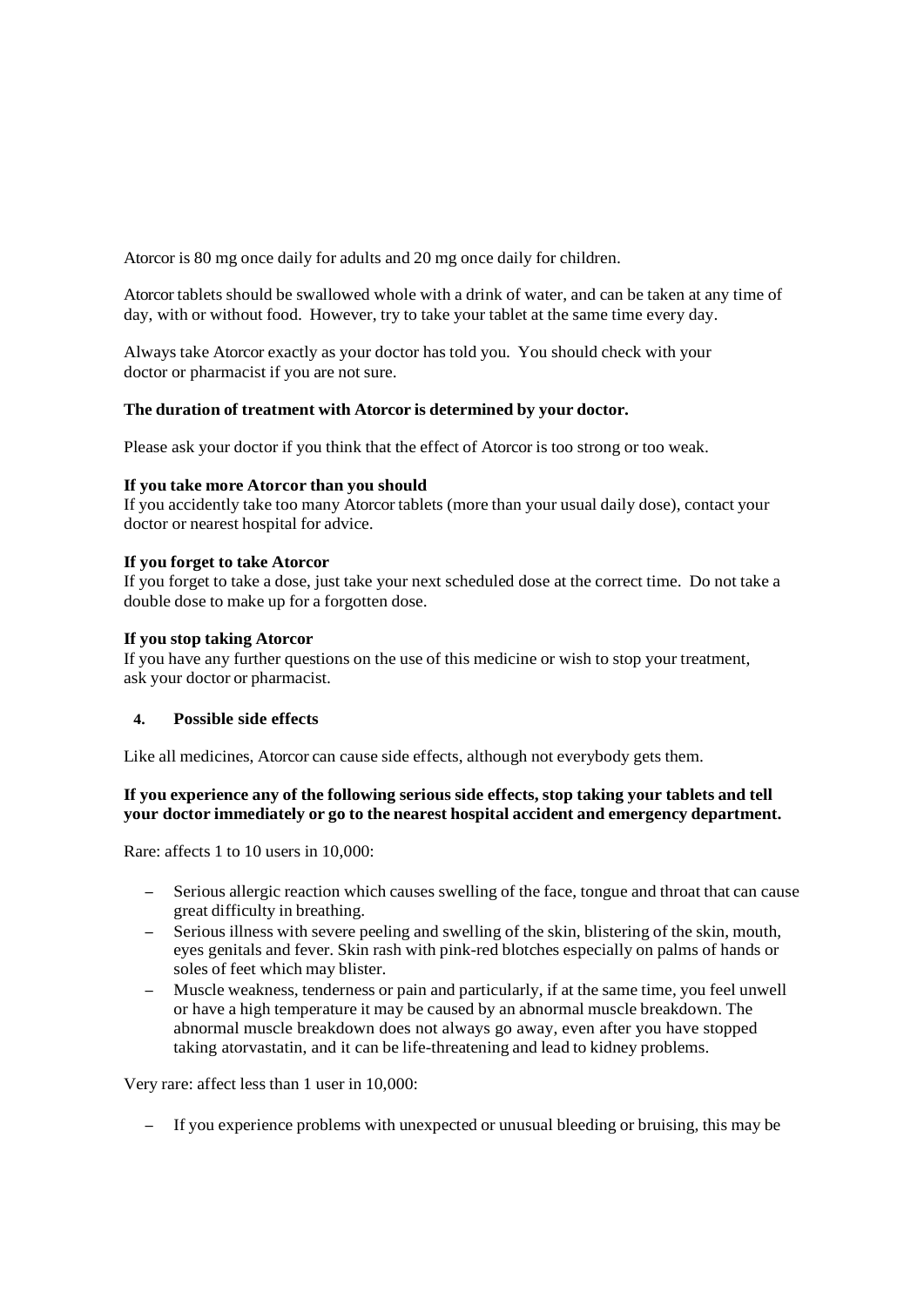Atorcor is 80 mg once daily for adults and 20 mg once daily for children.

Atorcor tablets should be swallowed whole with a drink of water, and can be taken at any time of day, with or without food. However, try to take your tablet at the same time every day.

Always take Atorcor exactly as your doctor has told you. You should check with your doctor or pharmacist if you are not sure.

**The duration of treatment with Atorcor is determined by your doctor.**

Please ask your doctor if you think that the effect of Atorcor is too strong or too weak.

**If you take more Atorcor than you should**
If you accidently take too many Atorcor tablets (more than your usual daily dose), contact your doctor or nearest hospital for advice.

**If you forget to take Atorcor**
If you forget to take a dose, just take your next scheduled dose at the correct time. Do not take a double dose to make up for a forgotten dose.

**If you stop taking Atorcor**
If you have any further questions on the use of this medicine or wish to stop your treatment, ask your doctor or pharmacist.

## 4. Possible side effects

Like all medicines, Atorcor can cause side effects, although not everybody gets them.

**If you experience any of the following serious side effects, stop taking your tablets and tell your doctor immediately or go to the nearest hospital accident and emergency department.**

Rare: affects 1 to 10 users in 10,000:

- Serious allergic reaction which causes swelling of the face, tongue and throat that can cause great difficulty in breathing.
- Serious illness with severe peeling and swelling of the skin, blistering of the skin, mouth, eyes genitals and fever. Skin rash with pink-red blotches especially on palms of hands or soles of feet which may blister.
- Muscle weakness, tenderness or pain and particularly, if at the same time, you feel unwell or have a high temperature it may be caused by an abnormal muscle breakdown. The abnormal muscle breakdown does not always go away, even after you have stopped taking atorvastatin, and it can be life-threatening and lead to kidney problems.

Very rare: affect less than 1 user in 10,000:

- If you experience problems with unexpected or unusual bleeding or bruising, this may be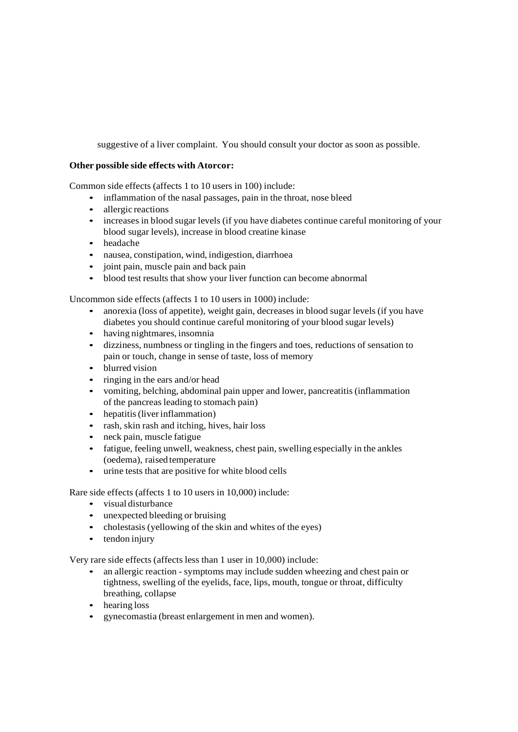suggestive of a liver complaint. You should consult your doctor as soon as possible.

**Other possible side effects with Atorcor:**

Common side effects (affects 1 to 10 users in 100) include:

- inflammation of the nasal passages, pain in the throat, nose bleed
- allergic reactions
- increases in blood sugar levels (if you have diabetes continue careful monitoring of your blood sugar levels), increase in blood creatine kinase
- headache
- nausea, constipation, wind, indigestion, diarrhoea
- joint pain, muscle pain and back pain
- blood test results that show your liver function can become abnormal

Uncommon side effects (affects 1 to 10 users in 1000) include:

- anorexia (loss of appetite), weight gain, decreases in blood sugar levels (if you have diabetes you should continue careful monitoring of your blood sugar levels)
- having nightmares, insomnia
- dizziness, numbness or tingling in the fingers and toes, reductions of sensation to pain or touch, change in sense of taste, loss of memory
- blurred vision
- ringing in the ears and/or head
- vomiting, belching, abdominal pain upper and lower, pancreatitis (inflammation of the pancreas leading to stomach pain)
- hepatitis (liver inflammation)
- rash, skin rash and itching, hives, hair loss
- neck pain, muscle fatigue
- fatigue, feeling unwell, weakness, chest pain, swelling especially in the ankles (oedema), raised temperature
- urine tests that are positive for white blood cells

Rare side effects (affects 1 to 10 users in 10,000) include:

- visual disturbance
- unexpected bleeding or bruising
- cholestasis (yellowing of the skin and whites of the eyes)
- tendon injury

Very rare side effects (affects less than 1 user in 10,000) include:

- an allergic reaction - symptoms may include sudden wheezing and chest pain or tightness, swelling of the eyelids, face, lips, mouth, tongue or throat, difficulty breathing, collapse
- hearing loss
- gynecomastia (breast enlargement in men and women).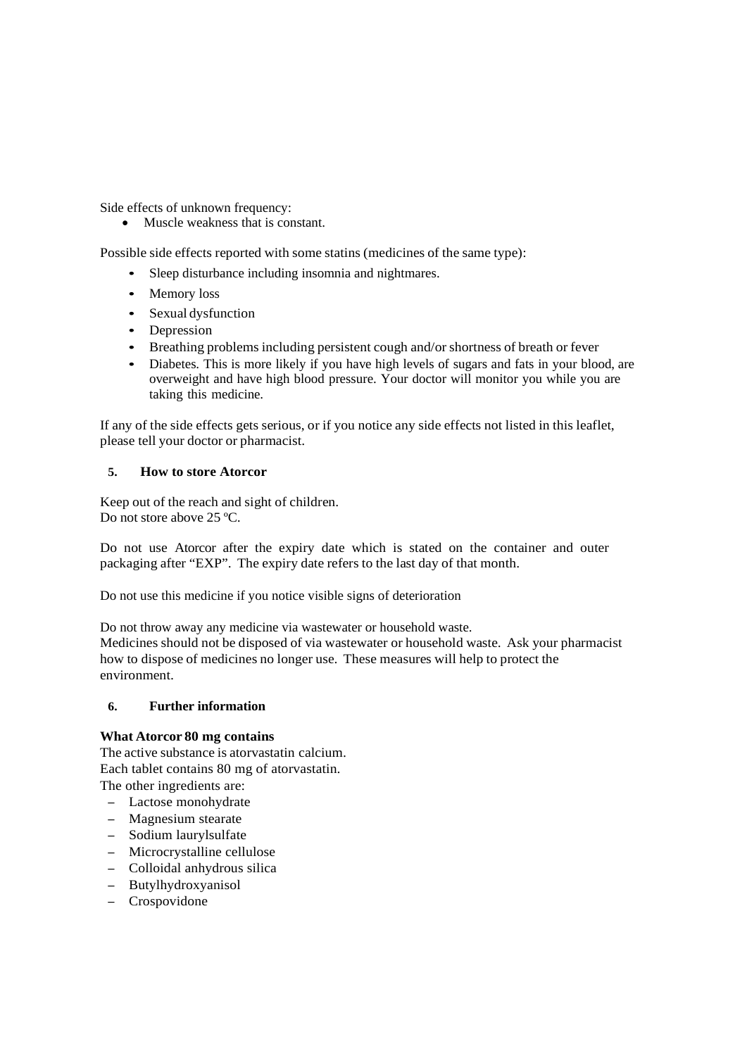Side effects of unknown frequency:

- Muscle weakness that is constant.

Possible side effects reported with some statins (medicines of the same type):

- Sleep disturbance including insomnia and nightmares.
- Memory loss
- Sexual dysfunction
- Depression
- Breathing problems including persistent cough and/or shortness of breath or fever
- Diabetes. This is more likely if you have high levels of sugars and fats in your blood, are overweight and have high blood pressure. Your doctor will monitor you while you are taking this medicine.

If any of the side effects gets serious, or if you notice any side effects not listed in this leaflet, please tell your doctor or pharmacist.

## 5. How to store Atorcor

Keep out of the reach and sight of children.
Do not store above 25 ºC.

Do not use Atorcor after the expiry date which is stated on the container and outer packaging after "EXP". The expiry date refers to the last day of that month.

Do not use this medicine if you notice visible signs of deterioration

Do not throw away any medicine via wastewater or household waste.
Medicines should not be disposed of via wastewater or household waste. Ask your pharmacist how to dispose of medicines no longer use. These measures will help to protect the environment.

## 6. Further information

**What Atorcor 80 mg contains**

The active substance is atorvastatin calcium.
Each tablet contains 80 mg of atorvastatin.
The other ingredients are:

- Lactose monohydrate
- Magnesium stearate
- Sodium laurylsulfate
- Microcrystalline cellulose
- Colloidal anhydrous silica
- Butylhydroxyanisol
- Crospovidone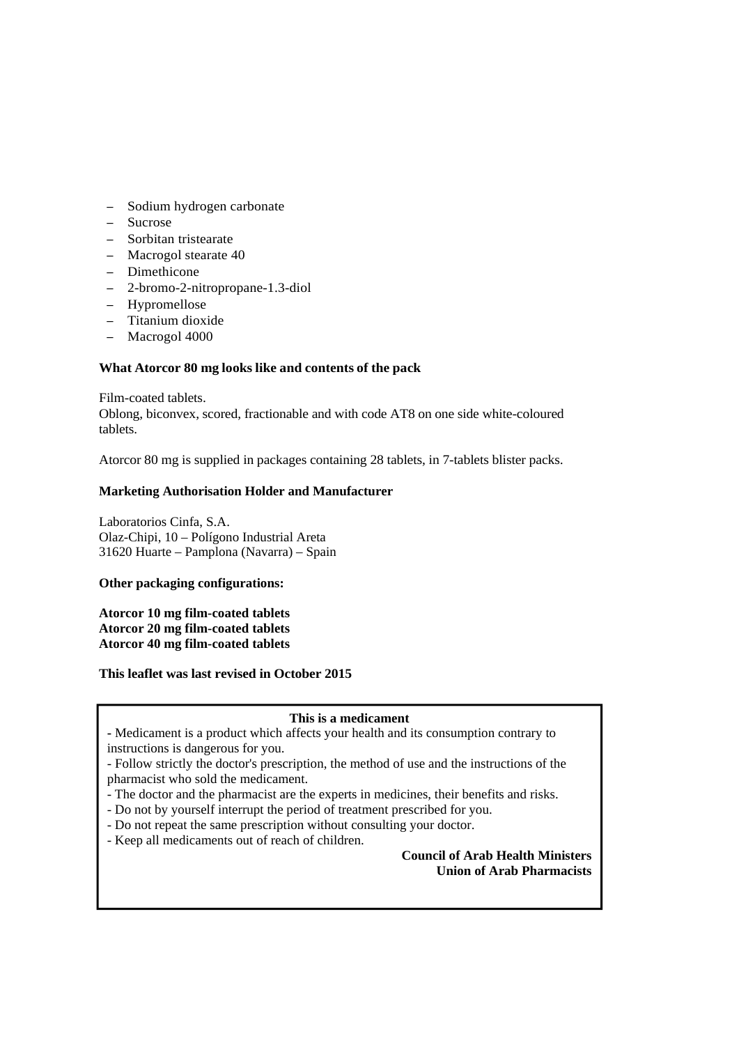- Sodium hydrogen carbonate
- Sucrose
- Sorbitan tristearate
- Macrogol stearate 40
- Dimethicone
- 2-bromo-2-nitropropane-1.3-diol
- Hypromellose
- Titanium dioxide
- Macrogol 4000

**What Atorcor 80 mg looks like and contents of the pack**

Film-coated tablets.
Oblong, biconvex, scored, fractionable and with code AT8 on one side white-coloured tablets.

Atorcor 80 mg is supplied in packages containing 28 tablets, in 7-tablets blister packs.

**Marketing Authorisation Holder and Manufacturer**

Laboratorios Cinfa, S.A.
Olaz-Chipi, 10 – Polígono Industrial Areta
31620 Huarte – Pamplona (Navarra) – Spain

**Other packaging configurations:**

**Atorcor 10 mg film-coated tablets**
**Atorcor 20 mg film-coated tablets**
**Atorcor 40 mg film-coated tablets**

**This leaflet was last revised in October 2015**

**This is a medicament**

- Medicament is a product which affects your health and its consumption contrary to instructions is dangerous for you.
- Follow strictly the doctor's prescription, the method of use and the instructions of the pharmacist who sold the medicament.
- The doctor and the pharmacist are the experts in medicines, their benefits and risks.
- Do not by yourself interrupt the period of treatment prescribed for you.
- Do not repeat the same prescription without consulting your doctor.
- Keep all medicaments out of reach of children.

**Council of Arab Health Ministers**
**Union of Arab Pharmacists**